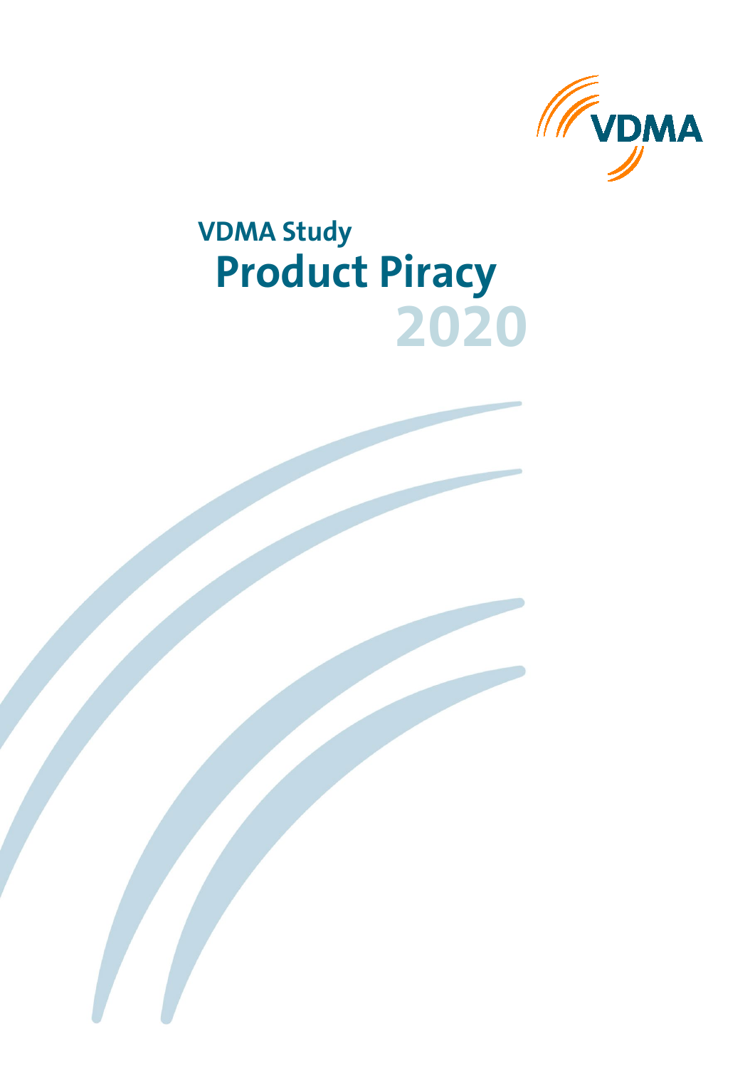VDMA

# VDMA Study
# Product Piracy
# 2020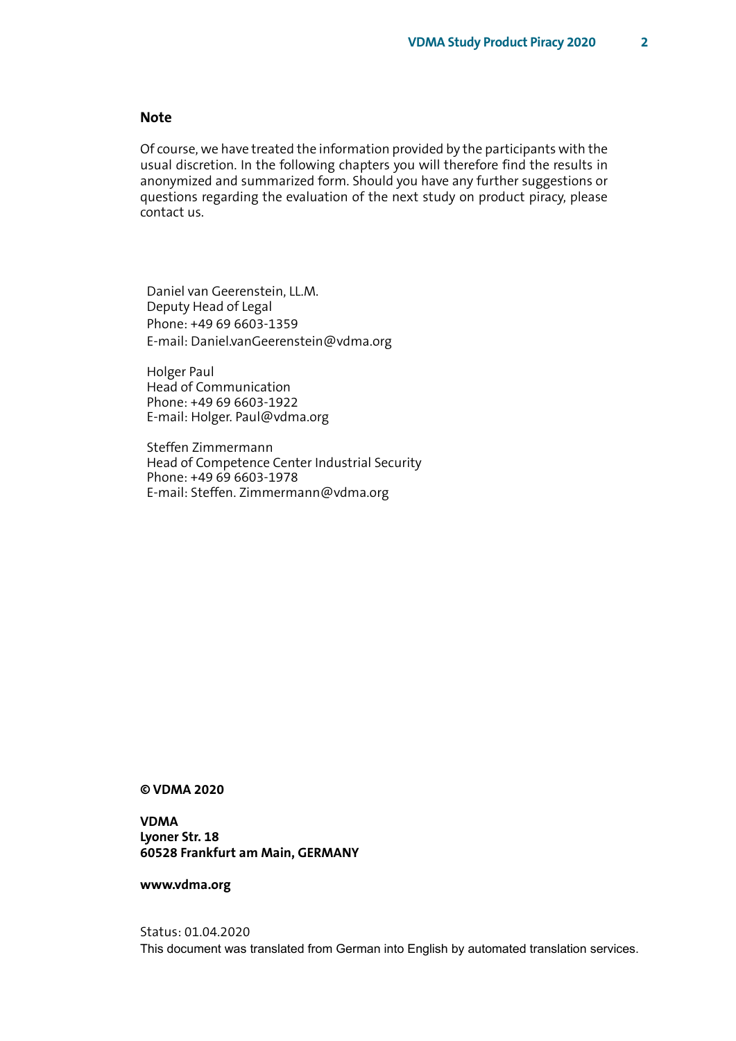**Note**

Of course, we have treated the information provided by the participants with the usual discretion. In the following chapters you will find the results in anonymized and summarized form. Should you have any further suggestions or questions regarding the evaluation of the next study on product piracy, please contact us.

Daniel van Geerenstein, LL.M.
Deputy Head of Legal
Phone: +49 69 6603-1359
E-mail: Daniel.vanGeerenstein@vdma.org

Holger Paul
Head of Communication
Phone: +49 69 6603-1922
E-mail: Holger. Paul@vdma.org

Steffen Zimmermann
Head of Competence Center Industrial Security
Phone: +49 69 6603-1978
E-mail: Steffen. Zimmermann@vdma.org

**© VDMA 2020**

**VDMA**
**Lyoner Str. 18**
**60528 Frankfurt am Main, GERMANY**

**www.vdma.org**

Status: 01.04.2020
This document was translated from German into English by automated translation services.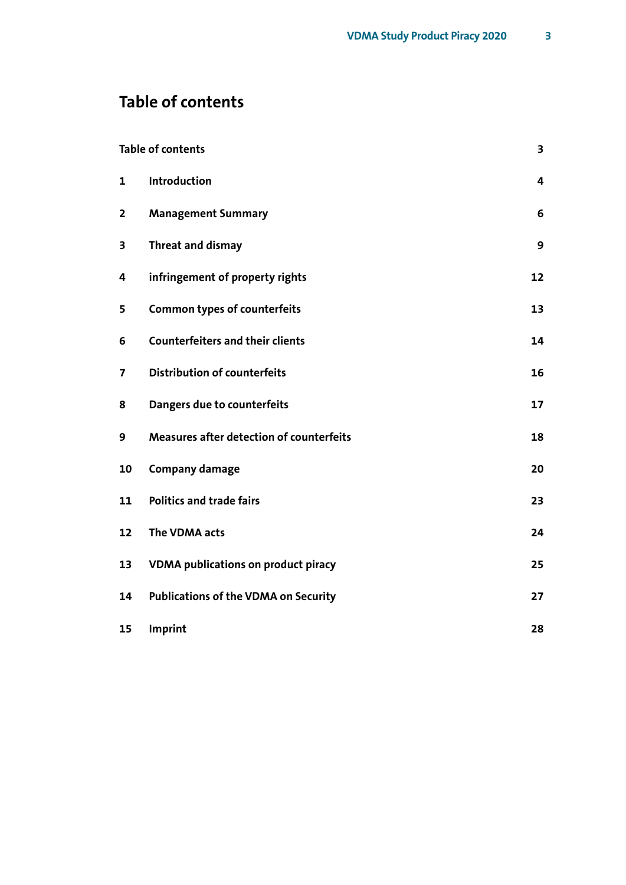# Table of contents

| | | |
|---|---|---|
| Table of contents | | 3 |
| 1 | Introduction | 4 |
| 2 | Management Summary | 6 |
| 3 | Threat and dismay | 9 |
| 4 | infringement of property rights | 12 |
| 5 | Common types of counterfeits | 13 |
| 6 | Counterfeiters and their clients | 14 |
| 7 | Distribution of counterfeits | 16 |
| 8 | Dangers due to counterfeits | 17 |
| 9 | Measures after detection of counterfeits | 18 |
| 10 | Company damage | 20 |
| 11 | Politics and trade fairs | 23 |
| 12 | The VDMA acts | 24 |
| 13 | VDMA publications on product piracy | 25 |
| 14 | Publications of the VDMA on Security | 27 |
| 15 | Imprint | 28 |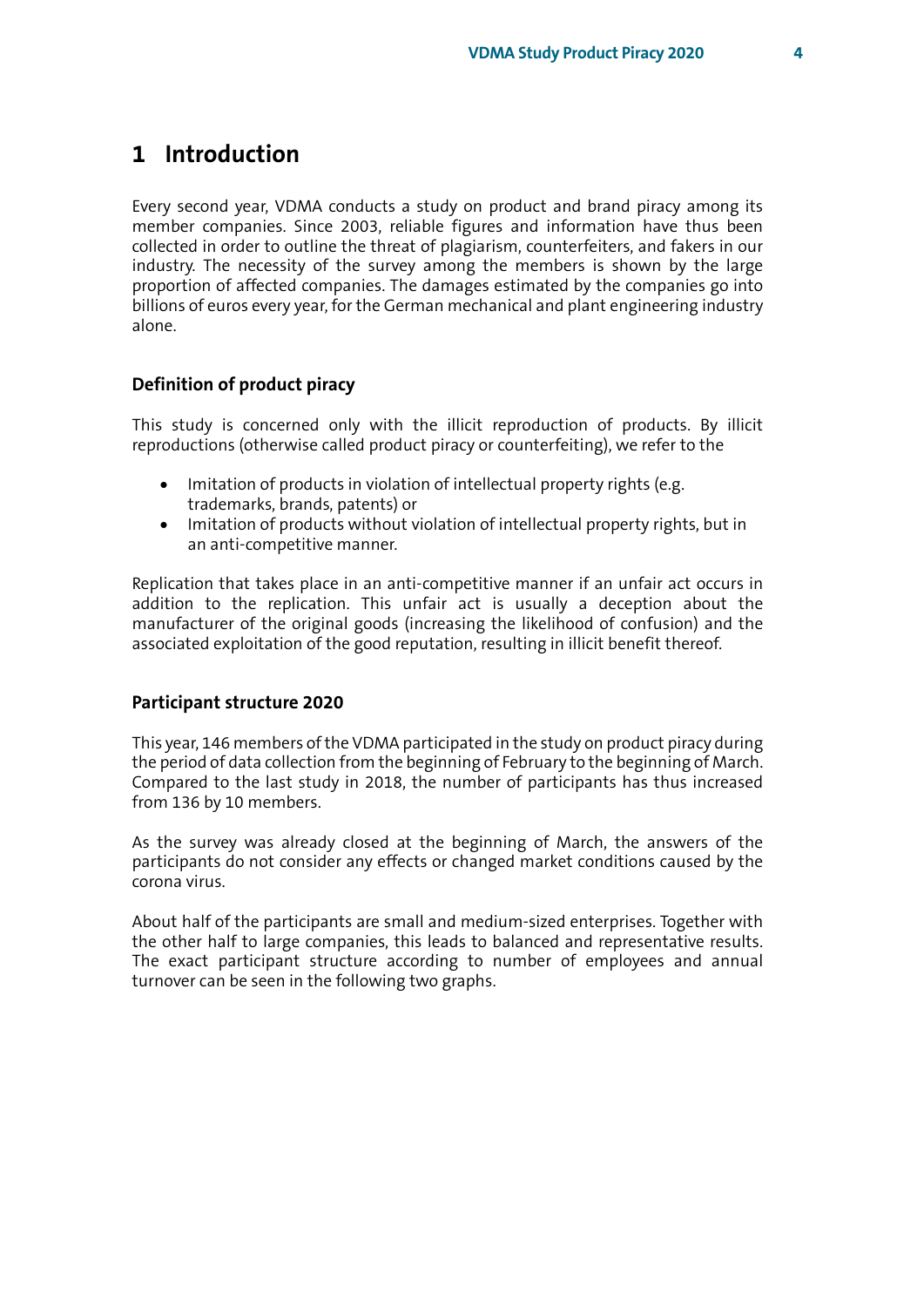# 1 Introduction

Every second year, VDMA conducts a study on product and brand piracy among its member companies. Since 2003, reliable figures and information have thus been collected in order to outline the threat of plagiarism, counterfeiters, and fakers in our industry. The necessity of the survey among the members is shown by the large proportion of affected companies. The damages estimated by the companies go into billions of euros every year, for the German mechanical and plant engineering industry alone.

### Definition of product piracy

This study is concerned only with the illicit reproduction of products. By illicit reproductions (otherwise called product piracy or counterfeiting), we refer to the

- Imitation of products in violation of intellectual property rights (e.g. trademarks, brands, patents) or
- Imitation of products without violation of intellectual property rights, but in an anti-competitive manner.

Replication that takes place in an anti-competitive manner if an unfair act occurs in addition to the replication. This unfair act is usually a deception about the manufacturer of the original goods (increasing the likelihood of confusion) and the associated exploitation of the good reputation, resulting in illicit benefit thereof.

### Participant structure 2020

This year, 146 members of the VDMA participated in the study on product piracy during the period of data collection from the beginning of February to the beginning of March. Compared to the last study in 2018, the number of participants has thus increased from 136 by 10 members.

As the survey was already closed at the beginning of March, the answers of the participants do not consider any effects or changed market conditions caused by the corona virus.

About half of the participants are small and medium-sized enterprises. Together with the other half to large companies, this leads to balanced and representative results. The exact participant structure according to number of employees and annual turnover can be seen in the following two graphs.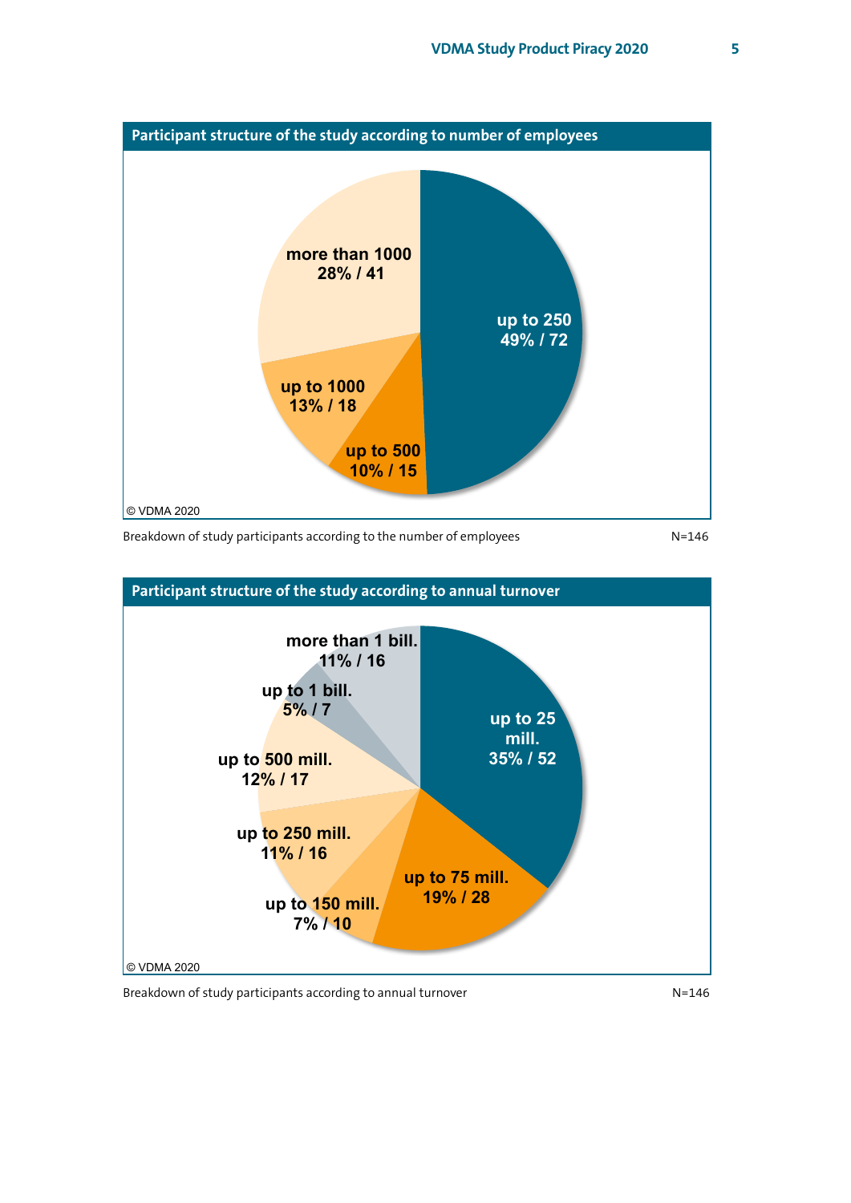## Participant structure of the study according to number of employees

| Number of employees | Share | Count |
|---|---|---|
| up to 250 | 49% | 72 |
| up to 500 | 10% | 15 |
| up to 1000 | 13% | 18 |
| more than 1000 | 28% | 41 |

© VDMA 2020

Breakdown of study participants according to the number of employees N=146

## Participant structure of the study according to annual turnover

| Annual turnover | Share | Count |
|---|---|---|
| up to 25 mill. | 35% | 52 |
| up to 75 mill. | 19% | 28 |
| up to 150 mill. | 7% | 10 |
| up to 250 mill. | 11% | 16 |
| up to 500 mill. | 12% | 17 |
| up to 1 bill. | 5% | 7 |
| more than 1 bill. | 11% | 16 |

© VDMA 2020

Breakdown of study participants according to annual turnover N=146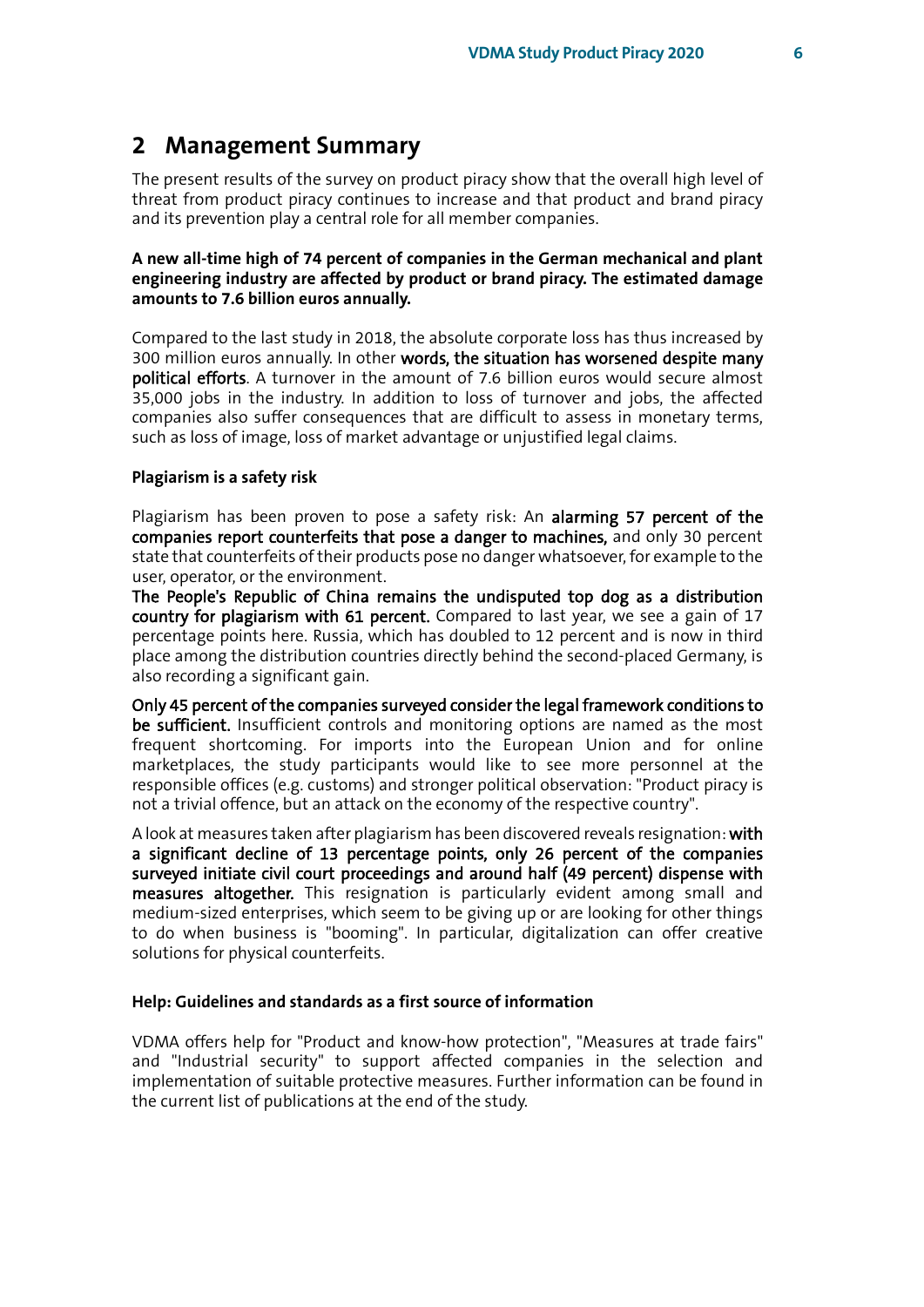## 2 Management Summary

The present results of the survey on product piracy show that the overall high level of threat from product piracy continues to increase and that product and brand piracy and its prevention play a central role for all member companies.

**A new all-time high of 74 percent of companies in the German mechanical and plant engineering industry are affected by product or brand piracy. The estimated damage amounts to 7.6 billion euros annually.**

Compared to the last study in 2018, the absolute corporate loss has thus increased by 300 million euros annually. In other words, the situation has worsened despite many political efforts. A turnover in the amount of 7.6 billion euros would secure almost 35,000 jobs in the industry. In addition to loss of turnover and jobs, the affected companies also suffer consequences that are difficult to assess in monetary terms, such as loss of image, loss of market advantage or unjustified legal claims.

**Plagiarism is a safety risk**

Plagiarism has been proven to pose a safety risk: An alarming 57 percent of the companies report counterfeits that pose a danger to machines, and only 30 percent state that counterfeits of their products pose no danger whatsoever, for example to the user, operator, or the environment.
The People's Republic of China remains the undisputed top dog as a distribution country for plagiarism with 61 percent. Compared to last year, we see a gain of 17 percentage points here. Russia, which has doubled to 12 percent and is now in third place among the distribution countries directly behind the second-placed Germany, is also recording a significant gain.

Only 45 percent of the companies surveyed consider the legal framework conditions to be sufficient. Insufficient controls and monitoring options are named as the most frequent shortcoming. For imports into the European Union and for online marketplaces, the study participants would like to see more personnel at the responsible offices (e.g. customs) and stronger political observation: "Product piracy is not a trivial offence, but an attack on the economy of the respective country".

A look at measures taken after plagiarism has been discovered reveals resignation: with a significant decline of 13 percentage points, only 26 percent of the companies surveyed initiate civil court proceedings and around half (49 percent) dispense with measures altogether. This resignation is particularly evident among small and medium-sized enterprises, which seem to be giving up or are looking for other things to do when business is "booming". In particular, digitalization can offer creative solutions for physical counterfeits.

**Help: Guidelines and standards as a first source of information**

VDMA offers help for "Product and know-how protection", "Measures at trade fairs" and "Industrial security" to support affected companies in the selection and implementation of suitable protective measures. Further information can be found in the current list of publications at the end of the study.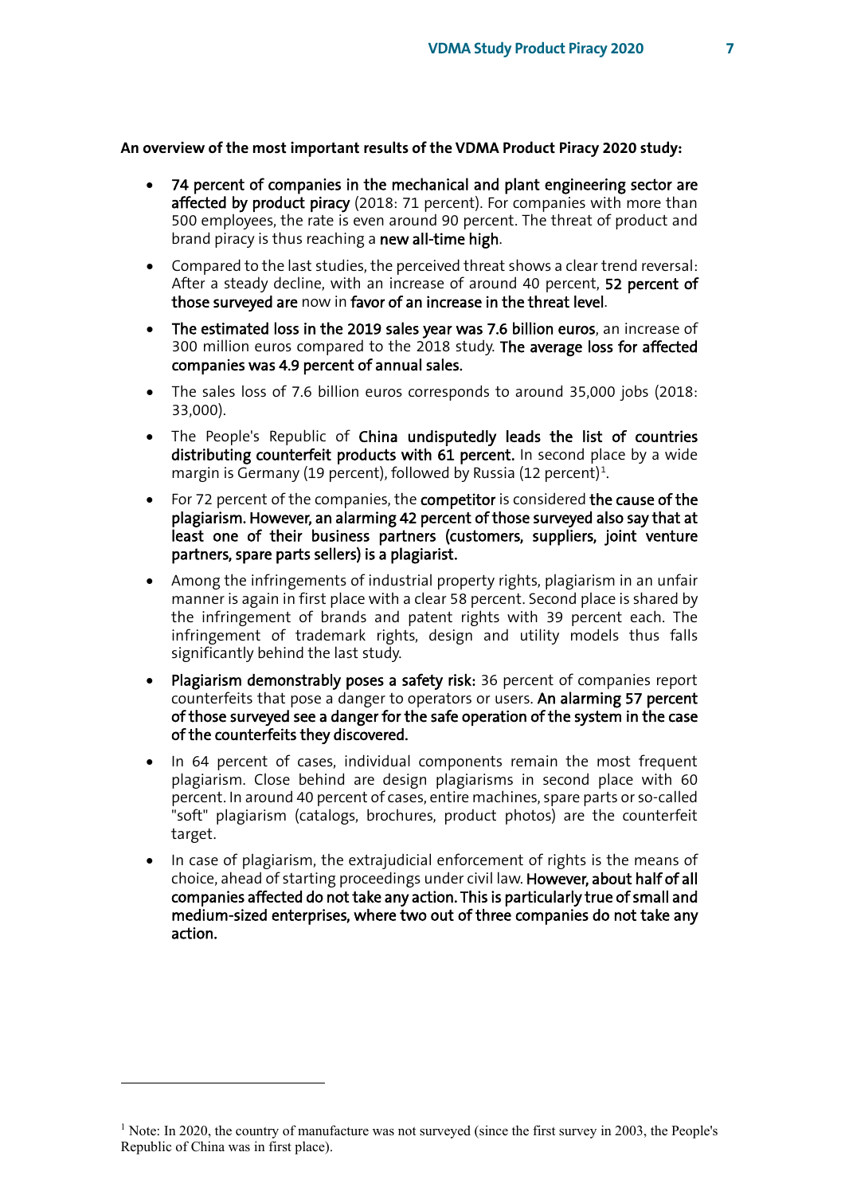**An overview of the most important results of the VDMA Product Piracy 2020 study:**

- **74 percent of companies in the mechanical and plant engineering sector are affected by product piracy** (2018: 71 percent). For companies with more than 500 employees, the rate is even around 90 percent. The threat of product and brand piracy is thus reaching a **new all-time high**.
- Compared to the last studies, the perceived threat shows a clear trend reversal: After a steady decline, with an increase of around 40 percent, **52 percent of those surveyed are** now in **favor of an increase in the threat level**.
- **The estimated loss in the 2019 sales year was 7.6 billion euros**, an increase of 300 million euros compared to the 2018 study. **The average loss for affected companies was 4.9 percent of annual sales.**
- The sales loss of 7.6 billion euros corresponds to around 35,000 jobs (2018: 33,000).
- The People's Republic of **China undisputedly leads the list of countries distributing counterfeit products with 61 percent.** In second place by a wide margin is Germany (19 percent), followed by Russia (12 percent)[1].
- For 72 percent of the companies, the **competitor** is considered **the cause of the plagiarism. However, an alarming 42 percent of those surveyed also say that at least one of their business partners (customers, suppliers, joint venture partners, spare parts sellers) is a plagiarist.**
- Among the infringements of industrial property rights, plagiarism in an unfair manner is again in first place with a clear 58 percent. Second place is shared by the infringement of brands and patent rights with 39 percent each. The infringement of trademark rights, design and utility models thus falls significantly behind the last study.
- **Plagiarism demonstrably poses a safety risk:** 36 percent of companies report counterfeits that pose a danger to operators or users. **An alarming 57 percent of those surveyed see a danger for the safe operation of the system in the case of the counterfeits they discovered.**
- In 64 percent of cases, individual components remain the most frequent plagiarism. Close behind are design plagiarisms in second place with 60 percent. In around 40 percent of cases, entire machines, spare parts or so-called "soft" plagiarism (catalogs, brochures, product photos) are the counterfeit target.
- In case of plagiarism, the extrajudicial enforcement of rights is the means of choice, ahead of starting proceedings under civil law. **However, about half of all companies affected do not take any action. This is particularly true of small and medium-sized enterprises, where two out of three companies do not take any action.**

[1] Note: In 2020, the country of manufacture was not surveyed (since the first survey in 2003, the People's Republic of China was in first place).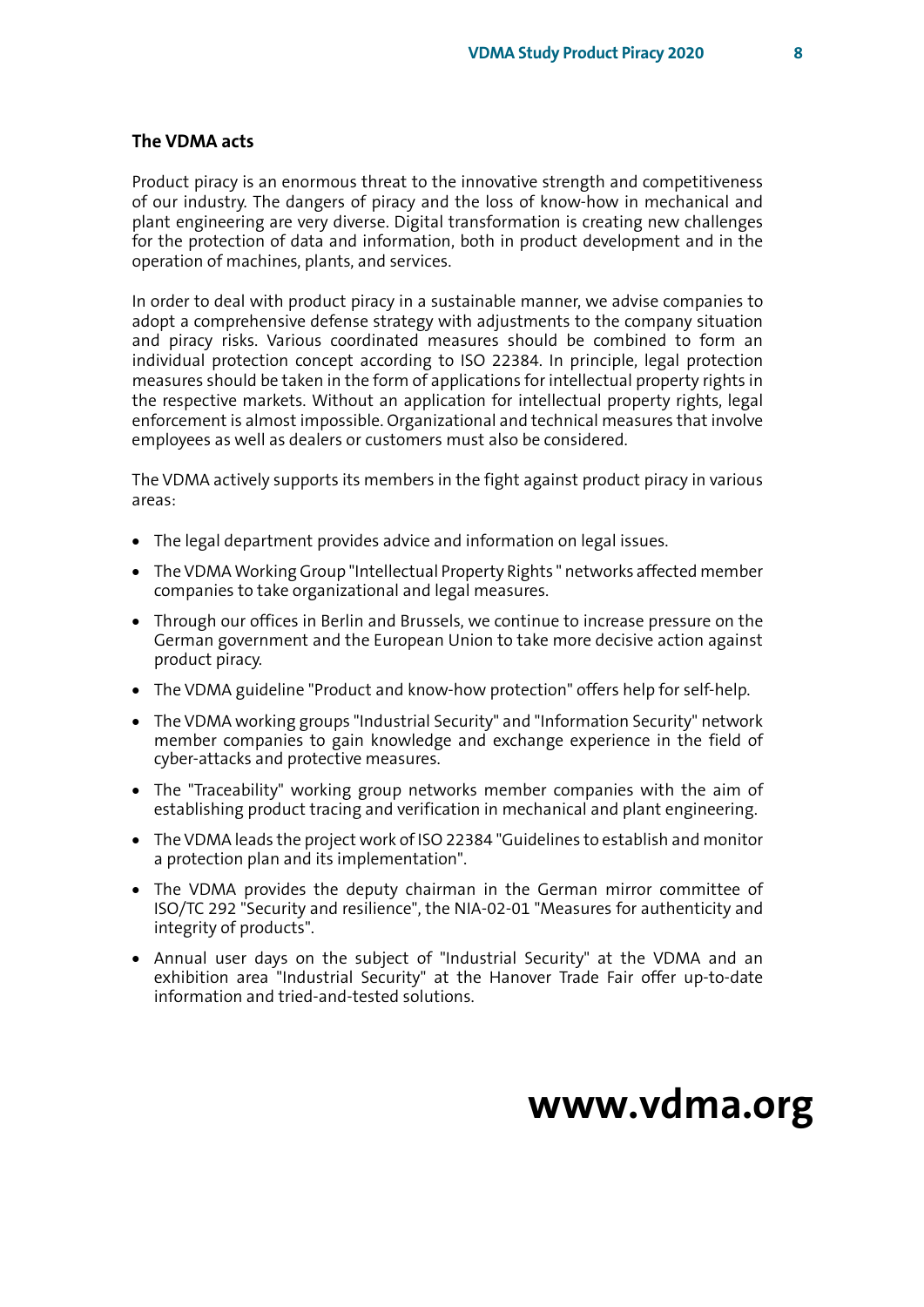### The VDMA acts

Product piracy is an enormous threat to the innovative strength and competitiveness of our industry. The dangers of piracy and the loss of know-how in mechanical and plant engineering are very diverse. Digital transformation is creating new challenges for the protection of data and information, both in product development and in the operation of machines, plants, and services.

In order to deal with product piracy in a sustainable manner, we advise companies to adopt a comprehensive defense strategy with adjustments to the company situation and piracy risks. Various coordinated measures should be combined to form an individual protection concept according to ISO 22384. In principle, legal protection measures should be taken in the form of applications for intellectual property rights in the respective markets. Without an application for intellectual property rights, legal enforcement is almost impossible. Organizational and technical measures that involve employees as well as dealers or customers must also be considered.

The VDMA actively supports its members in the fight against product piracy in various areas:

- The legal department provides advice and information on legal issues.
- The VDMA Working Group "Intellectual Property Rights " networks affected member companies to take organizational and legal measures.
- Through our offices in Berlin and Brussels, we continue to increase pressure on the German government and the European Union to take more decisive action against product piracy.
- The VDMA guideline "Product and know-how protection" offers help for self-help.
- The VDMA working groups "Industrial Security" and "Information Security" network member companies to gain knowledge and exchange experience in the field of cyber-attacks and protective measures.
- The "Traceability" working group networks member companies with the aim of establishing product tracing and verification in mechanical and plant engineering.
- The VDMA leads the project work of ISO 22384 "Guidelines to establish and monitor a protection plan and its implementation".
- The VDMA provides the deputy chairman in the German mirror committee of ISO/TC 292 "Security and resilience", the NIA-02-01 "Measures for authenticity and integrity of products".
- Annual user days on the subject of "Industrial Security" at the VDMA and an exhibition area "Industrial Security" at the Hanover Trade Fair offer up-to-date information and tried-and-tested solutions.

**www.vdma.org**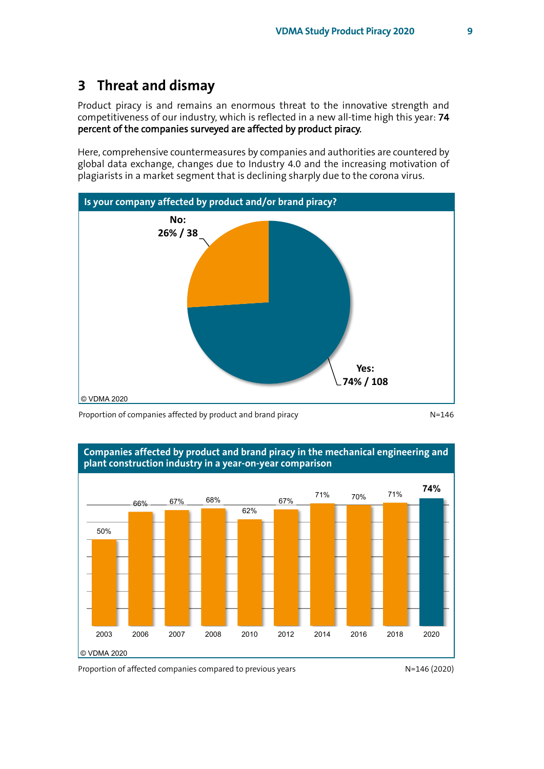## 3 Threat and dismay

Product piracy is and remains an enormous threat to the innovative strength and competitiveness of our industry, which is reflected in a new all-time high this year: **74 percent of the companies surveyed are affected by product piracy.**

Here, comprehensive countermeasures by companies and authorities are countered by global data exchange, changes due to Industry 4.0 and the increasing motivation of plagiarists in a market segment that is declining sharply due to the corona virus.

**Is your company affected by product and/or brand piracy?**

| Answer | Share / Number |
| --- | --- |
| No | 26% / 38 |
| Yes | 74% / 108 |

© VDMA 2020

Proportion of companies affected by product and brand piracy N=146

**Companies affected by product and brand piracy in the mechanical engineering and plant construction industry in a year-on-year comparison**

| Year | 2003 | 2006 | 2007 | 2008 | 2010 | 2012 | 2014 | 2016 | 2018 | 2020 |
| --- | --- | --- | --- | --- | --- | --- | --- | --- | --- | --- |
| Affected | 50% | 66% | 67% | 68% | 62% | 67% | 71% | 70% | 71% | 74% |

© VDMA 2020

Proportion of affected companies compared to previous years N=146 (2020)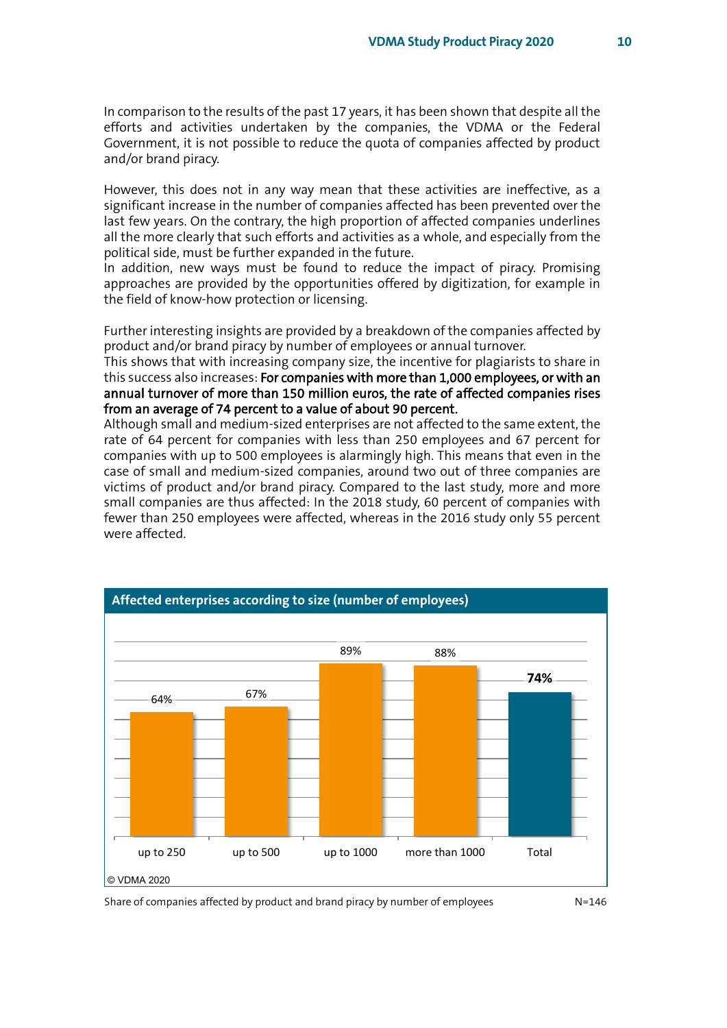In comparison to the results of the past 17 years, it has been shown that despite all the efforts and activities undertaken by the companies, the VDMA or the Federal Government, it is not possible to reduce the quota of companies affected by product and/or brand piracy.

However, this does not in any way mean that these activities are ineffective, as a significant increase in the number of companies affected has been prevented over the last few years. On the contrary, the high proportion of affected companies underlines all the more clearly that such efforts and activities as a whole, and especially from the political side, must be further expanded in the future.
In addition, new ways must be found to reduce the impact of piracy. Promising approaches are provided by the opportunities offered by digitization, for example in the field of know-how protection or licensing.

Further interesting insights are provided by a breakdown of the companies affected by product and/or brand piracy by number of employees or annual turnover.
This shows that with increasing company size, the incentive for plagiarists to share in this success also increases: **For companies with more than 1,000 employees, or with an annual turnover of more than 150 million euros, the rate of affected companies rises from an average of 74 percent to a value of about 90 percent.**
Although small and medium-sized enterprises are not affected to the same extent, the rate of 64 percent for companies with less than 250 employees and 67 percent for companies with up to 500 employees is alarmingly high. This means that even in the case of small and medium-sized companies, around two out of three companies are victims of product and/or brand piracy. Compared to the last study, more and more small companies are thus affected: In the 2018 study, 60 percent of companies with fewer than 250 employees were affected, whereas in the 2016 study only 55 percent were affected.

**Affected enterprises according to size (number of employees)**

| up to 250 | up to 500 | up to 1000 | more than 1000 | Total |
|---|---|---|---|---|
| 64% | 67% | 89% | 88% | **74%** |

© VDMA 2020

Share of companies affected by product and brand piracy by number of employees N=146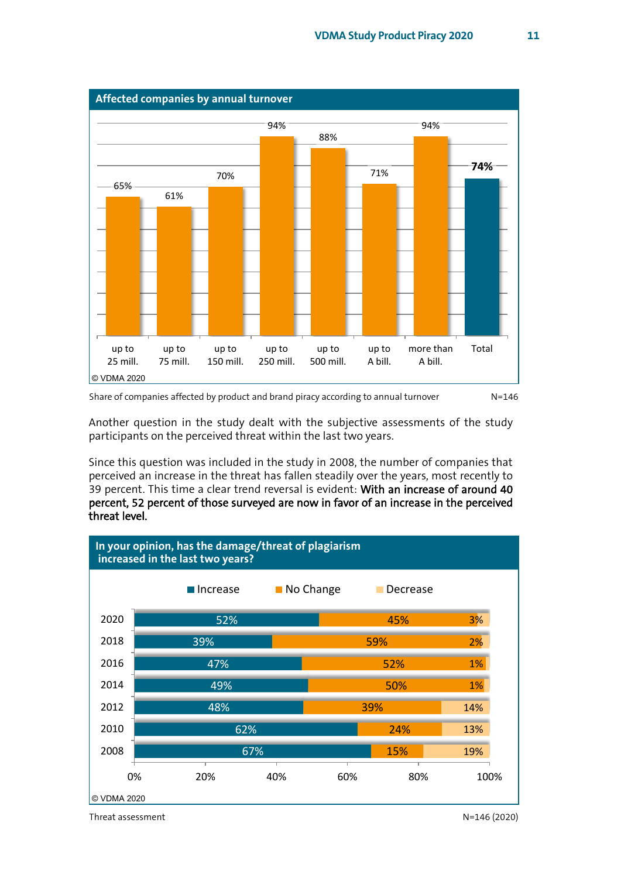**Affected companies by annual turnover**

| up to 25 mill. | up to 75 mill. | up to 150 mill. | up to 250 mill. | up to 500 mill. | up to A bill. | more than A bill. | Total |
|---|---|---|---|---|---|---|---|
| 65% | 61% | 70% | 94% | 88% | 71% | 94% | **74%** |

© VDMA 2020

Share of companies affected by product and brand piracy according to annual turnover N=146

Another question in the study dealt with the subjective assessments of the study participants on the perceived threat within the last two years.

Since this question was included in the study in 2008, the number of companies that perceived an increase in the threat has fallen steadily over the years, most recently to 39 percent. This time a clear trend reversal is evident: **With an increase of around 40 percent, 52 percent of those surveyed are now in favor of an increase in the perceived threat level.**

**In your opinion, has the damage/threat of plagiarism increased in the last two years?**

| Year | Increase | No Change | Decrease |
|---|---|---|---|
| 2020 | 52% | 45% | 3% |
| 2018 | 39% | 59% | 2% |
| 2016 | 47% | 52% | 1% |
| 2014 | 49% | 50% | 1% |
| 2012 | 48% | 39% | 14% |
| 2010 | 62% | 24% | 13% |
| 2008 | 67% | 15% | 19% |

© VDMA 2020

Threat assessment N=146 (2020)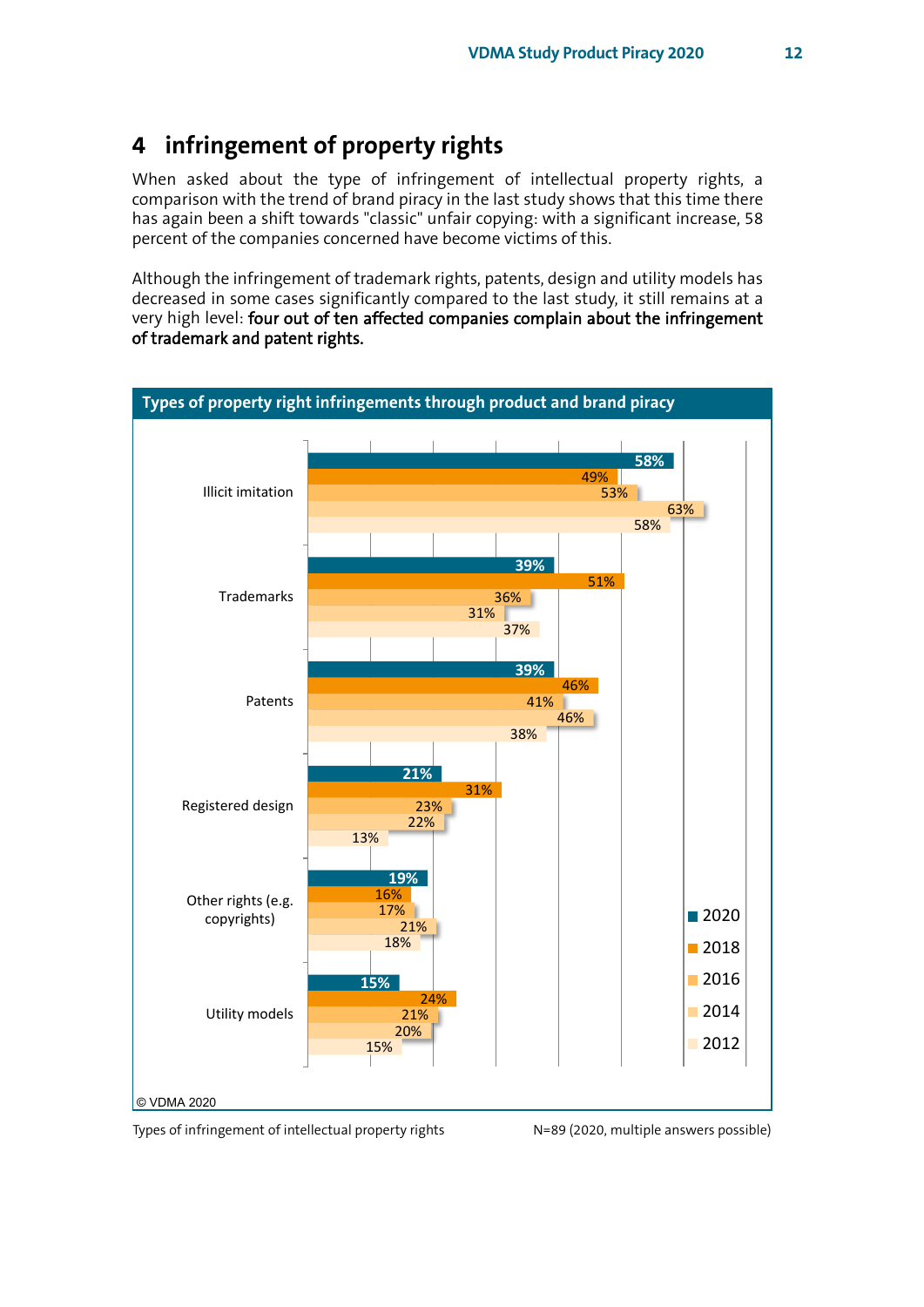# 4 infringement of property rights

When asked about the type of infringement of intellectual property rights, a comparison with the trend of brand piracy in the last study shows that this time there has again been a shift towards "classic" unfair copying: with a significant increase, 58 percent of the companies concerned have become victims of this.

Although the infringement of trademark rights, patents, design and utility models has decreased in some cases significantly compared to the last study, it still remains at a very high level: **four out of ten affected companies complain about the infringement of trademark and patent rights.**

**Types of property right infringements through product and brand piracy**

| | 2020 | 2018 | 2016 | 2014 | 2012 |
|---|---|---|---|---|---|
| Illicit imitation | 58% | 49% | 53% | 63% | 58% |
| Trademarks | 39% | 51% | 36% | 31% | 37% |
| Patents | 39% | 46% | 41% | 46% | 38% |
| Registered design | 21% | 31% | 23% | 22% | 13% |
| Other rights (e.g. copyrights) | 19% | 16% | 17% | 21% | 18% |
| Utility models | 15% | 24% | 21% | 20% | 15% |

© VDMA 2020

Types of infringement of intellectual property rights — N=89 (2020, multiple answers possible)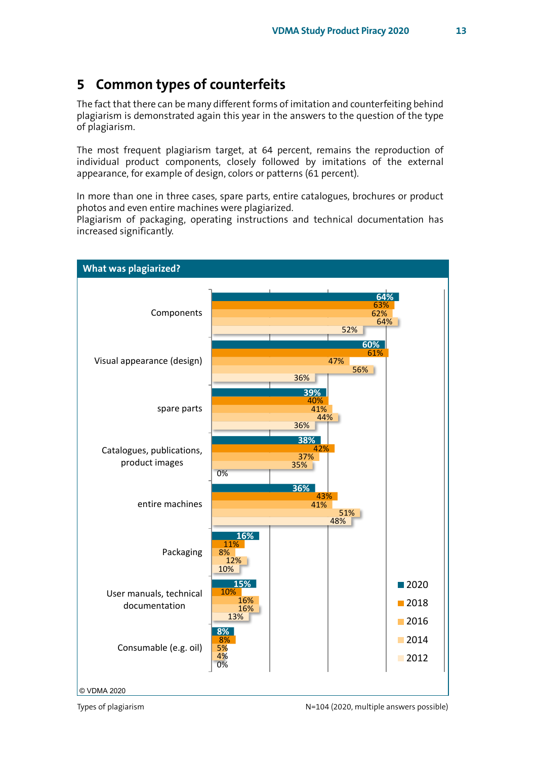# 5 Common types of counterfeits

The fact that there can be many different forms of imitation and counterfeiting behind plagiarism is demonstrated again this year in the answers to the question of the type of plagiarism.

The most frequent plagiarism target, at 64 percent, remains the reproduction of individual product components, closely followed by imitations of the external appearance, for example of design, colors or patterns (61 percent).

In more than one in three cases, spare parts, entire catalogues, brochures or product photos and even entire machines were plagiarized.
Plagiarism of packaging, operating instructions and technical documentation has increased significantly.

**What was plagiarized?**

| | 2020 | 2018 | 2016 | 2014 | 2012 |
|---|---|---|---|---|---|
| Components | 64% | 63% | 62% | 64% | 52% |
| Visual appearance (design) | 60% | 61% | 47% | 56% | 36% |
| spare parts | 39% | 40% | 41% | 44% | 36% |
| Catalogues, publications, product images | 38% | 42% | 37% | 35% | 0% |
| entire machines | 36% | 43% | 41% | 51% | 48% |
| Packaging | 16% | 11% | 8% | 12% | 10% |
| User manuals, technical documentation | 15% | 10% | 16% | 16% | 13% |
| Consumable (e.g. oil) | 8% | 8% | 5% | 4% | 0% |

© VDMA 2020

Types of plagiarism

N=104 (2020, multiple answers possible)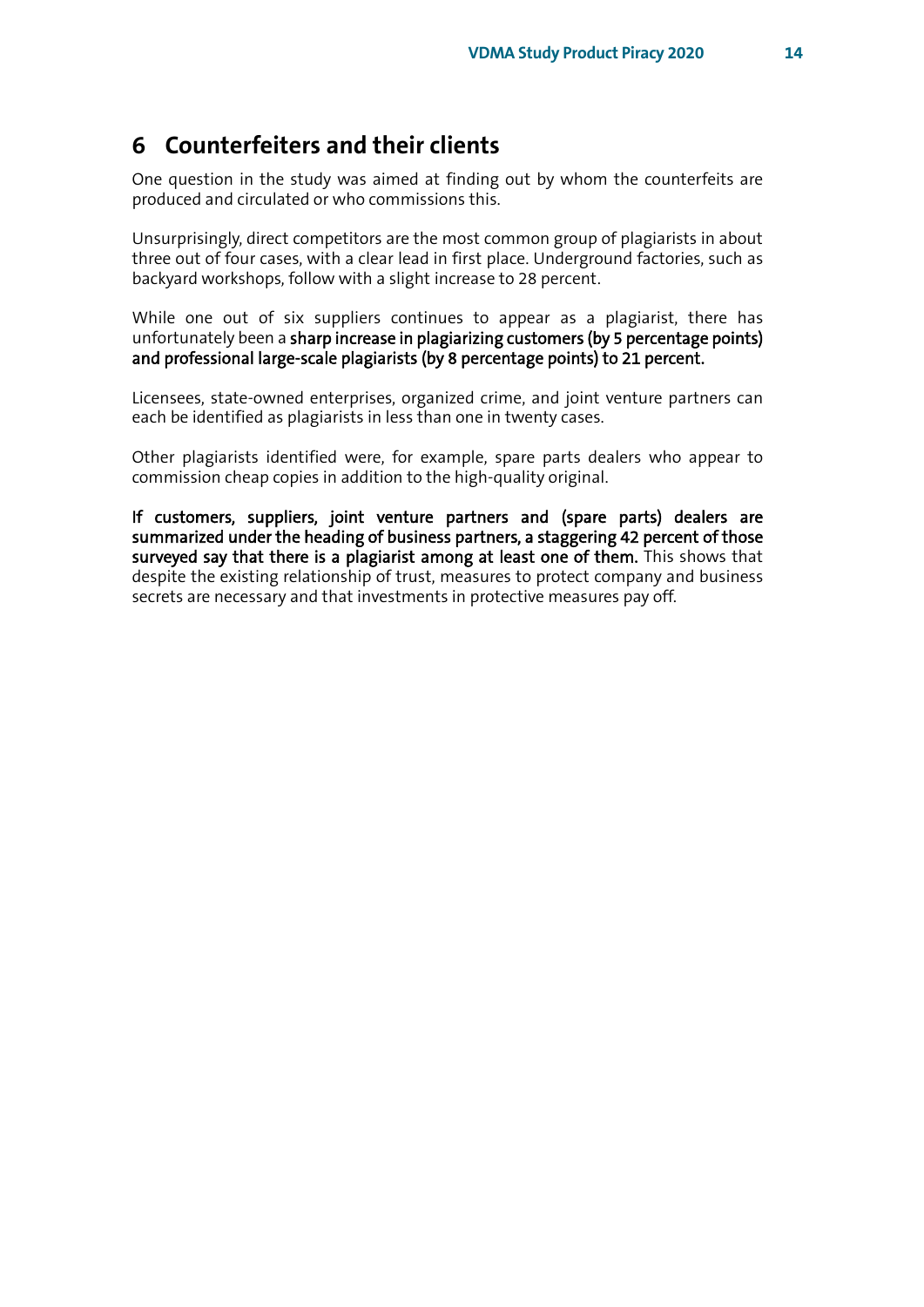## 6 Counterfeiters and their clients

One question in the study was aimed at finding out by whom the counterfeits are produced and circulated or who commissions this.

Unsurprisingly, direct competitors are the most common group of plagiarists in about three out of four cases, with a clear lead in first place. Underground factories, such as backyard workshops, follow with a slight increase to 28 percent.

While one out of six suppliers continues to appear as a plagiarist, there has unfortunately been a **sharp increase in plagiarizing customers (by 5 percentage points) and professional large-scale plagiarists (by 8 percentage points) to 21 percent.**

Licensees, state-owned enterprises, organized crime, and joint venture partners can each be identified as plagiarists in less than one in twenty cases.

Other plagiarists identified were, for example, spare parts dealers who appear to commission cheap copies in addition to the high-quality original.

**If customers, suppliers, joint venture partners and (spare parts) dealers are summarized under the heading of business partners, a staggering 42 percent of those surveyed say that there is a plagiarist among at least one of them.** This shows that despite the existing relationship of trust, measures to protect company and business secrets are necessary and that investments in protective measures pay off.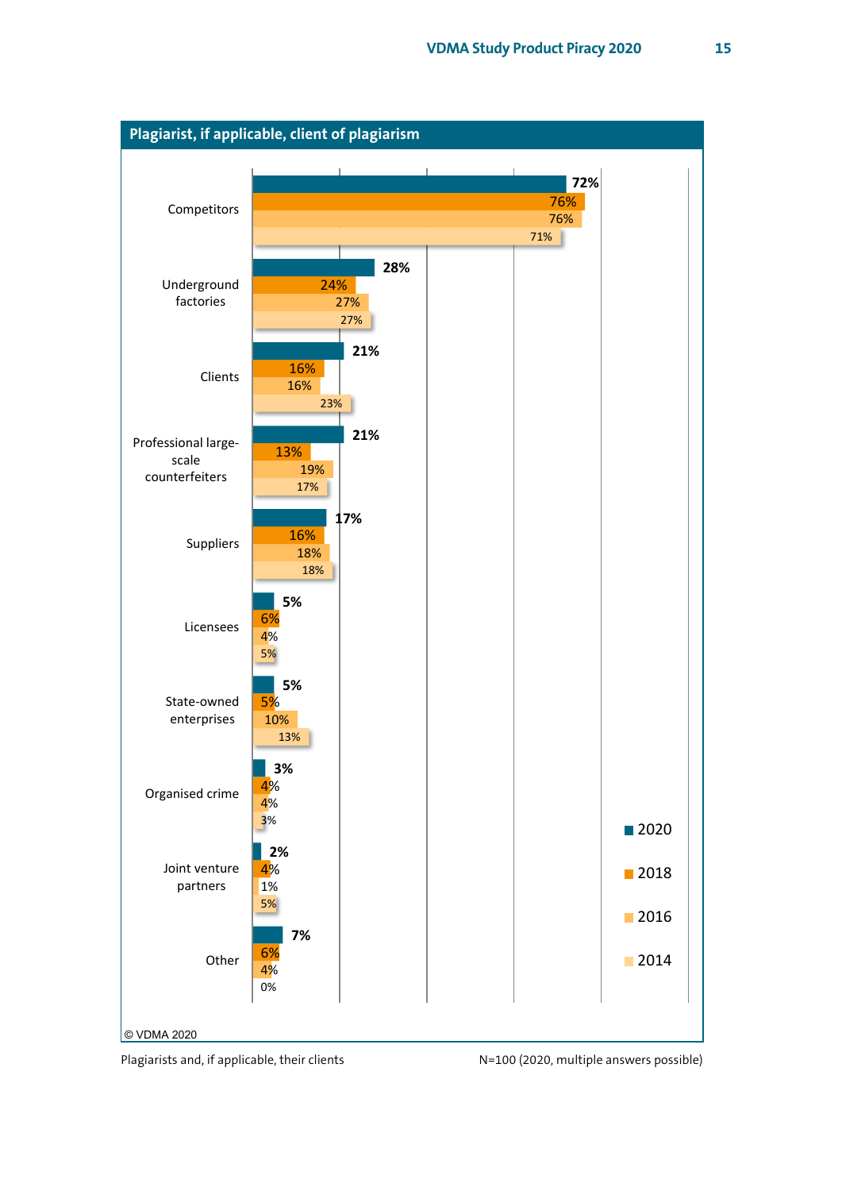## Plagiarist, if applicable, client of plagiarism

| | 2020 | 2018 | 2016 | 2014 |
|---|---|---|---|---|
| Competitors | 72% | 76% | 76% | 71% |
| Underground factories | 28% | 24% | 27% | 27% |
| Clients | 21% | 16% | 16% | 23% |
| Professional large-scale counterfeiters | 21% | 13% | 19% | 17% |
| Suppliers | 17% | 16% | 18% | 18% |
| Licensees | 5% | 6% | 4% | 5% |
| State-owned enterprises | 5% | 5% | 10% | 13% |
| Organised crime | 3% | 4% | 4% | 3% |
| Joint venture partners | 2% | 4% | 1% | 5% |
| Other | 7% | 6% | 4% | 0% |

© VDMA 2020

Plagiarists and, if applicable, their clients

N=100 (2020, multiple answers possible)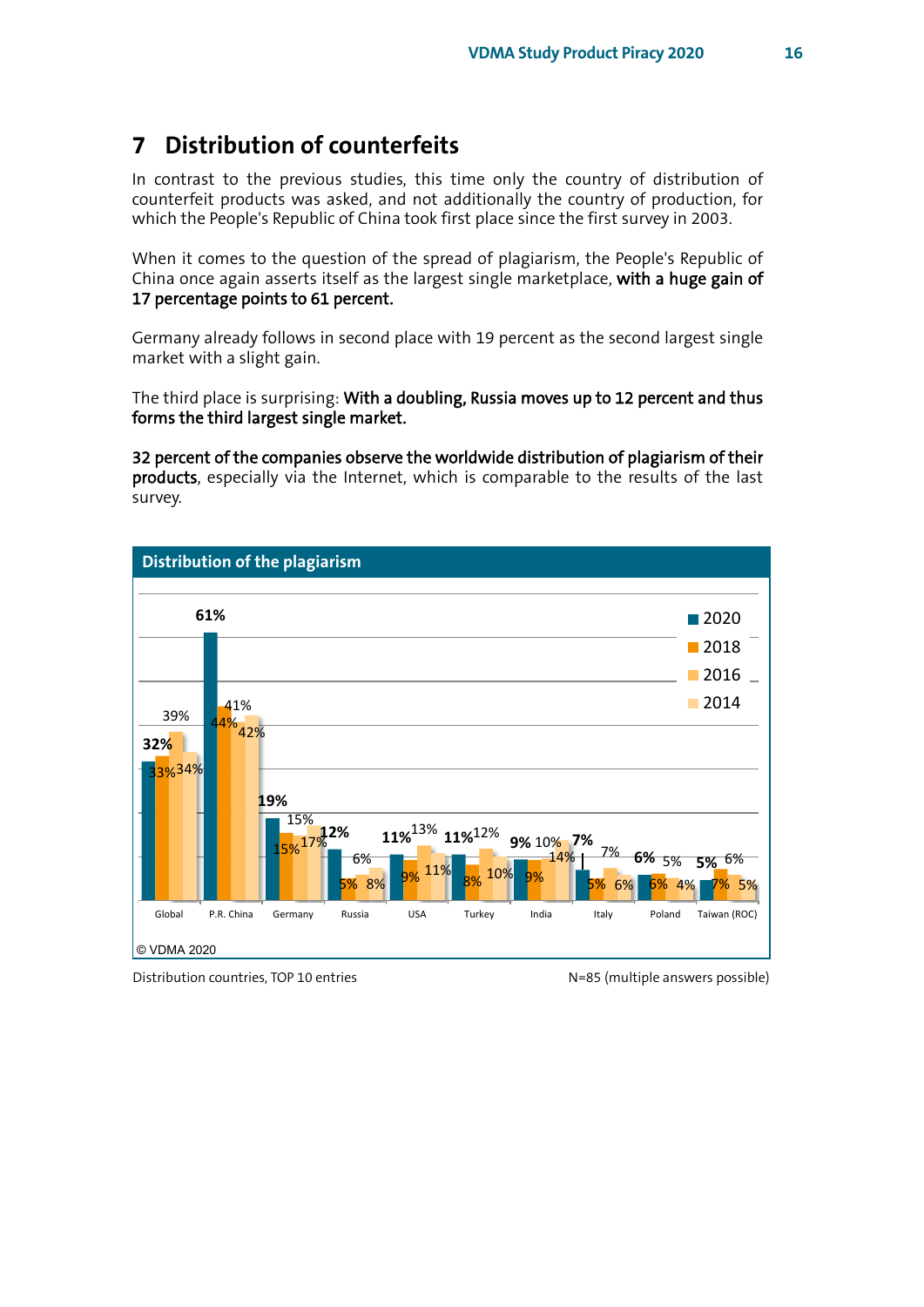# 7 Distribution of counterfeits

In contrast to the previous studies, this time only the country of distribution of counterfeit products was asked, and not additionally the country of production, for which the People's Republic of China took first place since the first survey in 2003.

When it comes to the question of the spread of plagiarism, the People's Republic of China once again asserts itself as the largest single marketplace, **with a huge gain of 17 percentage points to 61 percent.**

Germany already follows in second place with 19 percent as the second largest single market with a slight gain.

The third place is surprising: **With a doubling, Russia moves up to 12 percent and thus forms the third largest single market.**

**32 percent of the companies observe the worldwide distribution of plagiarism of their products**, especially via the Internet, which is comparable to the results of the last survey.

**Distribution of the plagiarism**

| | 2020 | 2018 | 2016 | 2014 |
|---|---|---|---|---|
| Global | 32% | 33% | 39% | 34% |
| P.R. China | 61% | 44% | 41% | 42% |
| Germany | 19% | 15% | 15% | 17% |
| Russia | 12% | 5% | 6% | 8% |
| USA | 11% | 9% | 13% | 11% |
| Turkey | 11% | 8% | 12% | 10% |
| India | 9% | 9% | 10% | 14% |
| Italy | 7% | 5% | 7% | 6% |
| Poland | 6% | 6% | 5% | 4% |
| Taiwan (ROC) | 5% | 7% | 6% | 5% |

© VDMA 2020

Distribution countries, TOP 10 entries

N=85 (multiple answers possible)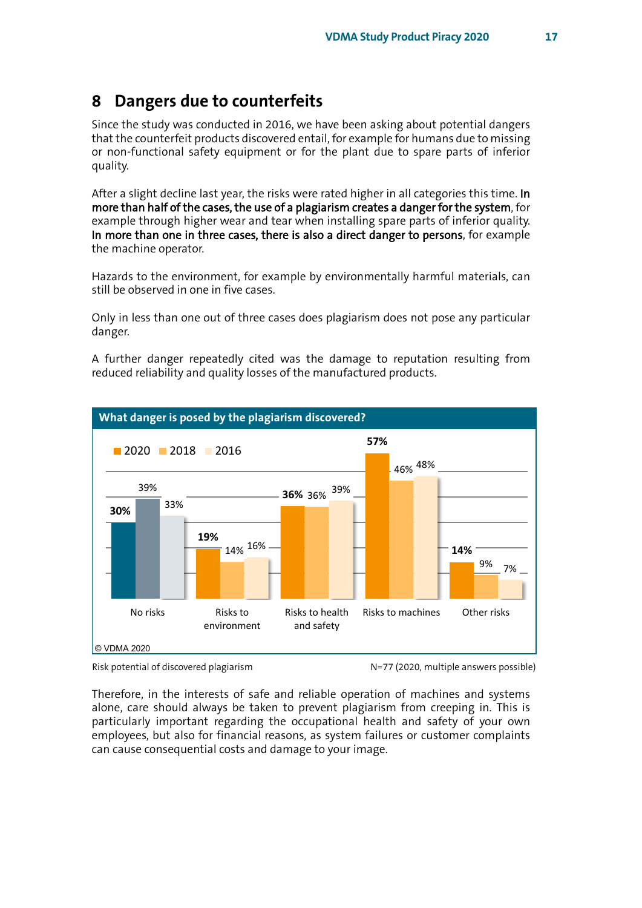# 8 Dangers due to counterfeits

Since the study was conducted in 2016, we have been asking about potential dangers that the counterfeit products discovered entail, for example for humans due to missing or non-functional safety equipment or for the plant due to spare parts of inferior quality.

After a slight decline last year, the risks were rated higher in all categories this time. **In more than half of the cases, the use of a plagiarism creates a danger for the system**, for example through higher wear and tear when installing spare parts of inferior quality. **In more than one in three cases, there is also a direct danger to persons**, for example the machine operator.

Hazards to the environment, for example by environmentally harmful materials, can still be observed in one in five cases.

Only in less than one out of three cases does plagiarism does not pose any particular danger.

A further danger repeatedly cited was the damage to reputation resulting from reduced reliability and quality losses of the manufactured products.

**What danger is posed by the plagiarism discovered?**

| | 2020 | 2018 | 2016 |
|---|---|---|---|
| No risks | 30% | 39% | 33% |
| Risks to environment | 19% | 14% | 16% |
| Risks to health and safety | 36% | 36% | 39% |
| Risks to machines | 57% | 46% | 48% |
| Other risks | 14% | 9% | 7% |

© VDMA 2020

Risk potential of discovered plagiarism — N=77 (2020, multiple answers possible)

Therefore, in the interests of safe and reliable operation of machines and systems alone, care should always be taken to prevent plagiarism from creeping in. This is particularly important regarding the occupational health and safety of your own employees, but also for financial reasons, as system failures or customer complaints can cause consequential costs and damage to your image.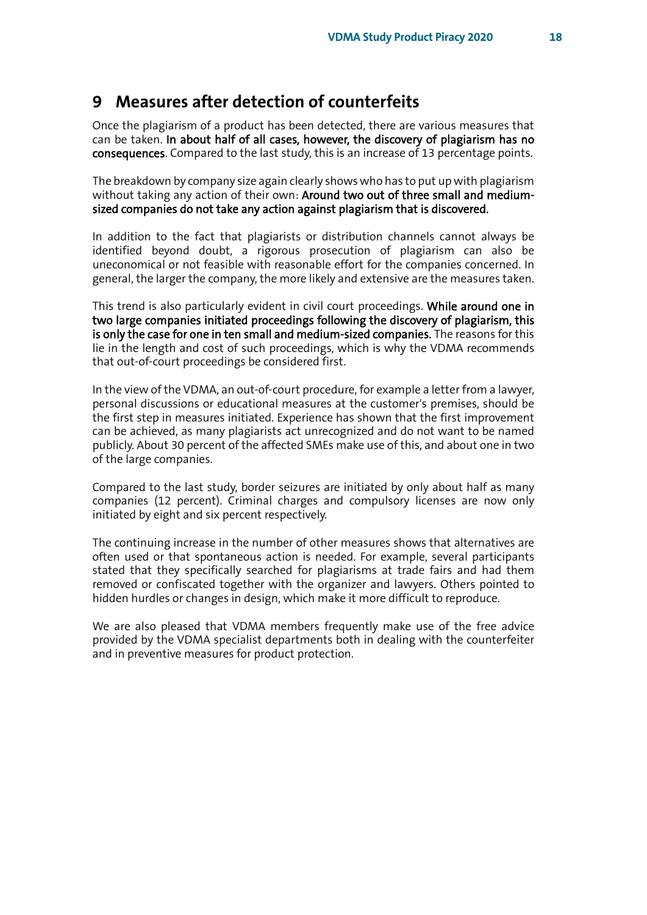## 9 Measures after detection of counterfeits

Once the plagiarism of a product has been detected, there are various measures that can be taken. **In about half of all cases, however, the discovery of plagiarism has no consequences**. Compared to the last study, this is an increase of 13 percentage points.

The breakdown by company size again clearly shows who has to put up with plagiarism without taking any action of their own: **Around two out of three small and medium-sized companies do not take any action against plagiarism that is discovered.**

In addition to the fact that plagiarists or distribution channels cannot always be identified beyond doubt, a rigorous prosecution of plagiarism can also be uneconomical or not feasible with reasonable effort for the companies concerned. In general, the larger the company, the more likely and extensive are the measures taken.

This trend is also particularly evident in civil court proceedings. **While around one in two large companies initiated proceedings following the discovery of plagiarism, this is only the case for one in ten small and medium-sized companies.** The reasons for this lie in the length and cost of such proceedings, which is why the VDMA recommends that out-of-court proceedings be considered first.

In the view of the VDMA, an out-of-court procedure, for example a letter from a lawyer, personal discussions or educational measures at the customer's premises, should be the first step in measures initiated. Experience has shown that the first improvement can be achieved, as many plagiarists act unrecognized and do not want to be named publicly. About 30 percent of the affected SMEs make use of this, and about one in two of the large companies.

Compared to the last study, border seizures are initiated by only about half as many companies (12 percent). Criminal charges and compulsory licenses are now only initiated by eight and six percent respectively.

The continuing increase in the number of other measures shows that alternatives are often used or that spontaneous action is needed. For example, several participants stated that they specifically searched for plagiarisms at trade fairs and had them removed or confiscated together with the organizer and lawyers. Others pointed to hidden hurdles or changes in design, which make it more difficult to reproduce.

We are also pleased that VDMA members frequently make use of the free advice provided by the VDMA specialist departments both in dealing with the counterfeiter and in preventive measures for product protection.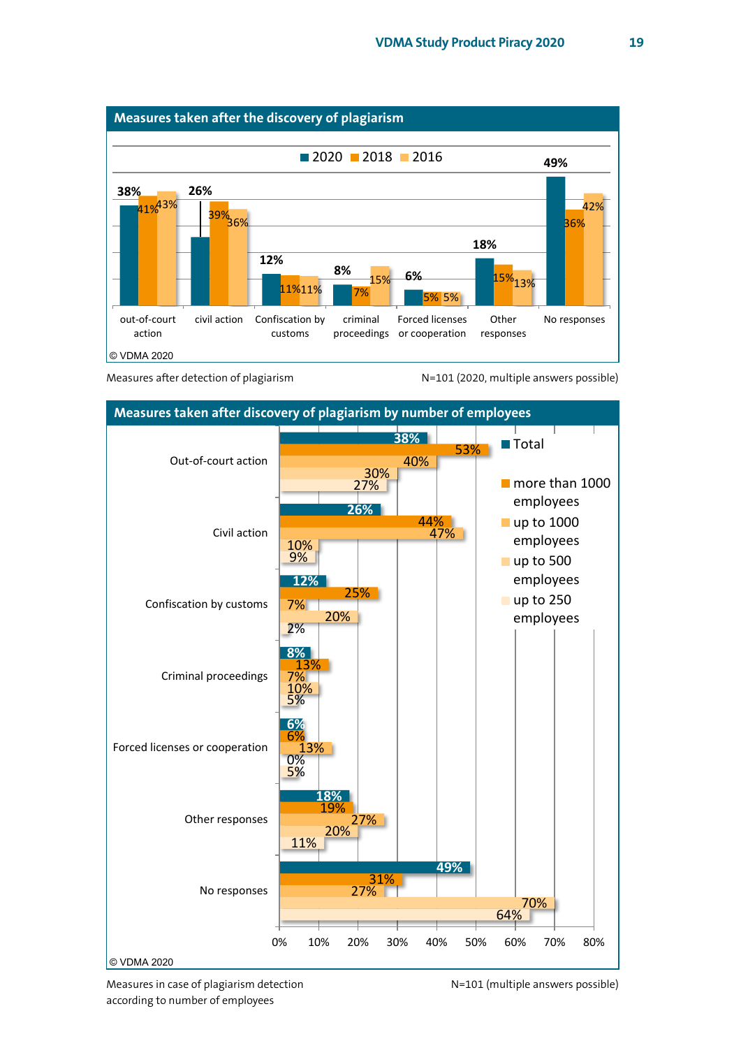## Measures taken after the discovery of plagiarism

| | 2020 | 2018 | 2016 |
|---|---|---|---|
| out-of-court action | 38% | 41% | 43% |
| civil action | 26% | 39% | 36% |
| Confiscation by customs | 12% | 11% | 11% |
| criminal proceedings | 8% | 7% | 15% |
| Forced licenses or cooperation | 6% | 5% | 5% |
| Other responses | 18% | 15% | 13% |
| No responses | 49% | 36% | 42% |

© VDMA 2020

Measures after detection of plagiarism

N=101 (2020, multiple answers possible)

## Measures taken after discovery of plagiarism by number of employees

| | Total | more than 1000 employees | up to 1000 employees | up to 500 employees | up to 250 employees |
|---|---|---|---|---|---|
| Out-of-court action | 38% | 53% | 40% | 30% | 27% |
| Civil action | 26% | 44% | 47% | 10% | 9% |
| Confiscation by customs | 12% | 25% | 7% | 20% | 2% |
| Criminal proceedings | 8% | 13% | 7% | 10% | 5% |
| Forced licenses or cooperation | 6% | 6% | 13% | 0% | 5% |
| Other responses | 18% | 19% | 27% | 20% | 11% |
| No responses | 49% | 31% | 27% | 70% | 64% |

© VDMA 2020

Measures in case of plagiarism detection according to number of employees

N=101 (multiple answers possible)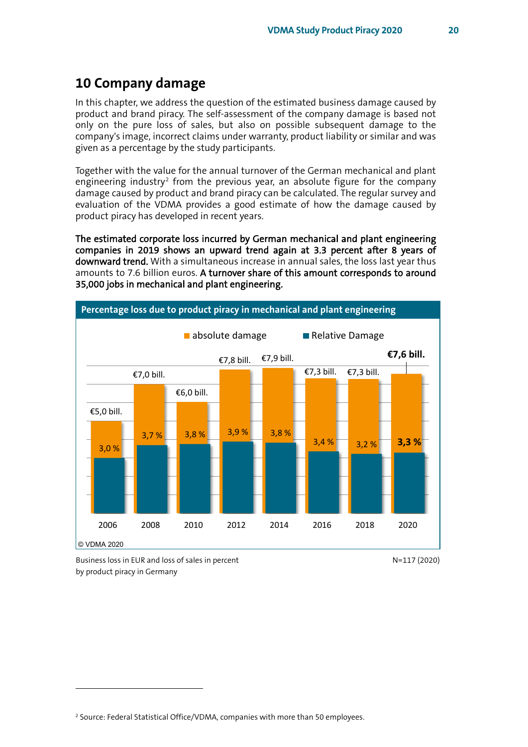# 10 Company damage

In this chapter, we address the question of the estimated business damage caused by product and brand piracy. The self-assessment of the company damage is based not only on the pure loss of sales, but also on possible subsequent damage to the company's image, incorrect claims under warranty, product liability or similar and was given as a percentage by the study participants.

Together with the value for the annual turnover of the German mechanical and plant engineering industry[2] from the previous year, an absolute figure for the company damage caused by product and brand piracy can be calculated. The regular survey and evaluation of the VDMA provides a good estimate of how the damage caused by product piracy has developed in recent years.

**The estimated corporate loss incurred by German mechanical and plant engineering companies in 2019 shows an upward trend again at 3.3 percent after 8 years of downward trend.** With a simultaneous increase in annual sales, the loss last year thus amounts to 7.6 billion euros. **A turnover share of this amount corresponds to around 35,000 jobs in mechanical and plant engineering.**

**Percentage loss due to product piracy in mechanical and plant engineering**

| Year | absolute damage | Relative Damage |
|---|---|---|
| 2006 | €5,0 bill. | 3,0 % |
| 2008 | €7,0 bill. | 3,7 % |
| 2010 | €6,0 bill. | 3,8 % |
| 2012 | €7,8 bill. | 3,9 % |
| 2014 | €7,9 bill. | 3,8 % |
| 2016 | €7,3 bill. | 3,4 % |
| 2018 | €7,3 bill. | 3,2 % |
| 2020 | **€7,6 bill.** | **3,3 %** |

© VDMA 2020

Business loss in EUR and loss of sales in percent by product piracy in Germany

N=117 (2020)

[2] Source: Federal Statistical Office/VDMA, companies with more than 50 employees.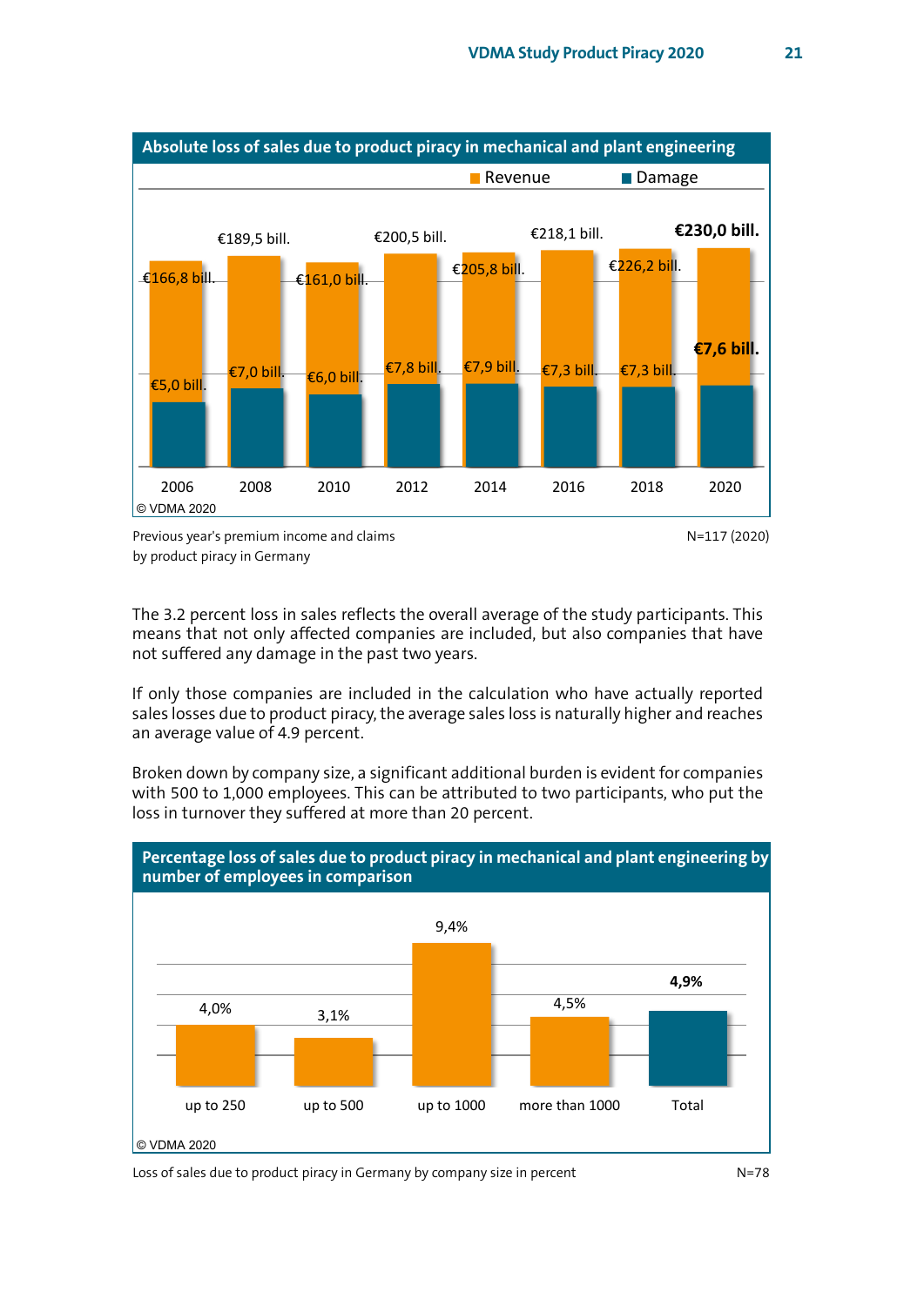**Absolute loss of sales due to product piracy in mechanical and plant engineering**

| Year | Revenue | Damage |
|---|---|---|
| 2006 | €166,8 bill. | €5,0 bill. |
| 2008 | €189,5 bill. | €7,0 bill. |
| 2010 | €161,0 bill. | €6,0 bill. |
| 2012 | €200,5 bill. | €7,8 bill. |
| 2014 | €205,8 bill. | €7,9 bill. |
| 2016 | €218,1 bill. | €7,3 bill. |
| 2018 | €226,2 bill. | €7,3 bill. |
| 2020 | **€230,0 bill.** | **€7,6 bill.** |

© VDMA 2020

Previous year's premium income and claims by product piracy in Germany

N=117 (2020)

The 3.2 percent loss in sales reflects the overall average of the study participants. This means that not only affected companies are included, but also companies that have not suffered any damage in the past two years.

If only those companies are included in the calculation who have actually reported sales losses due to product piracy, the average sales loss is naturally higher and reaches an average value of 4.9 percent.

Broken down by company size, a significant additional burden is evident for companies with 500 to 1,000 employees. This can be attributed to two participants, who put the loss in turnover they suffered at more than 20 percent.

**Percentage loss of sales due to product piracy in mechanical and plant engineering by number of employees in comparison**

| up to 250 | up to 500 | up to 1000 | more than 1000 | Total |
|---|---|---|---|---|
| 4,0% | 3,1% | 9,4% | 4,5% | **4,9%** |

© VDMA 2020

Loss of sales due to product piracy in Germany by company size in percent

N=78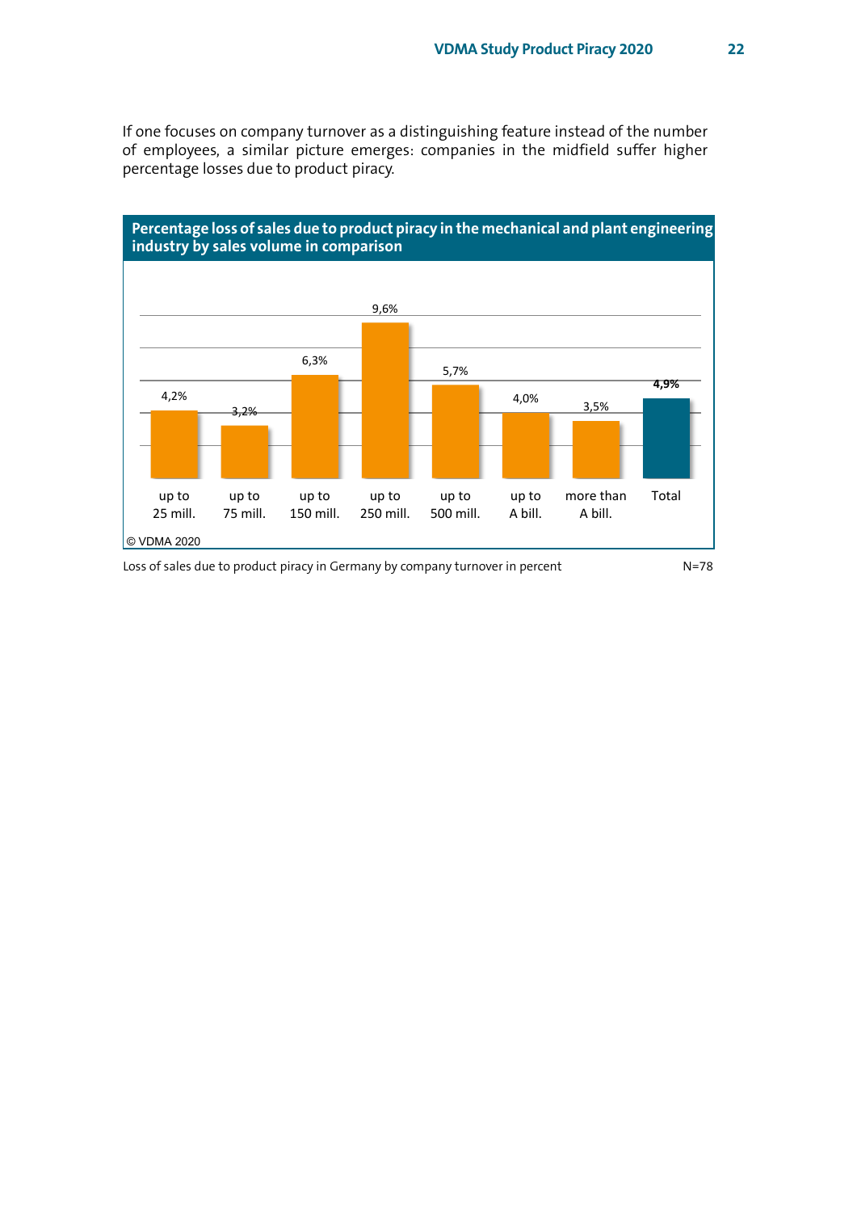If one focuses on company turnover as a distinguishing feature instead of the number of employees, a similar picture emerges: companies in the midfield suffer higher percentage losses due to product piracy.

**Percentage loss of sales due to product piracy in the mechanical and plant engineering industry by sales volume in comparison**

| up to 25 mill. | up to 75 mill. | up to 150 mill. | up to 250 mill. | up to 500 mill. | up to A bill. | more than A bill. | Total |
|---|---|---|---|---|---|---|---|
| 4,2% | 3,2% | 6,3% | 9,6% | 5,7% | 4,0% | 3,5% | **4,9%** |

© VDMA 2020

Loss of sales due to product piracy in Germany by company turnover in percent N=78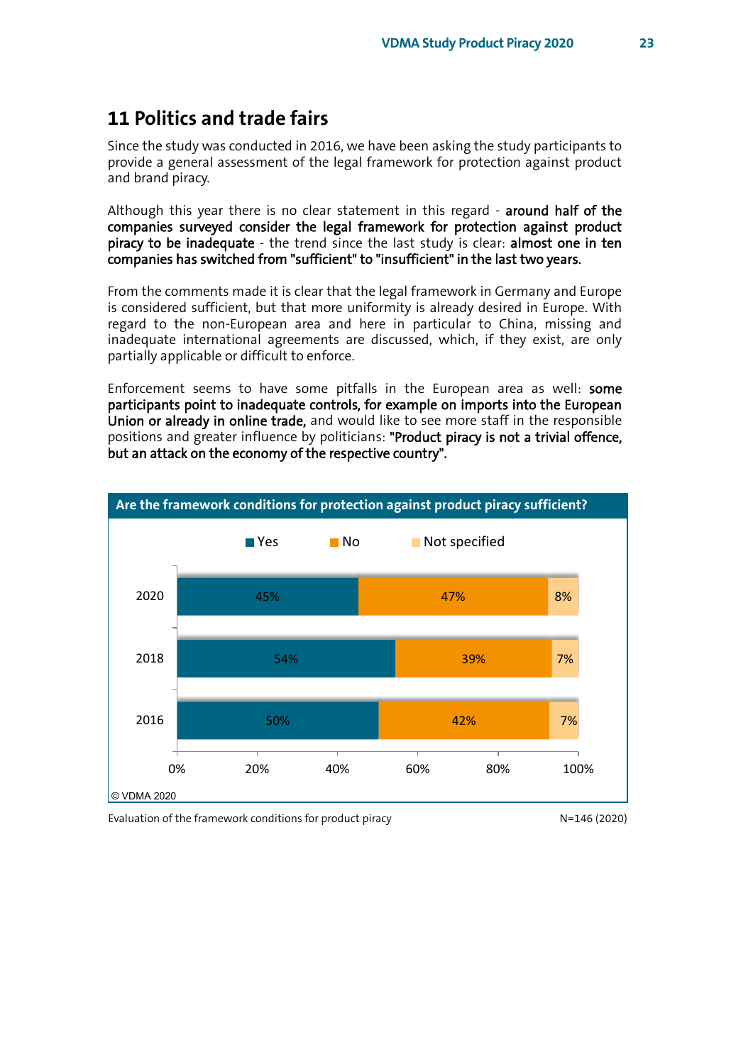## 11 Politics and trade fairs

Since the study was conducted in 2016, we have been asking the study participants to provide a general assessment of the legal framework for protection against product and brand piracy.

Although this year there is no clear statement in this regard - **around half of the companies surveyed consider the legal framework for protection against product piracy to be inadequate** - the trend since the last study is clear: **almost one in ten companies has switched from "sufficient" to "insufficient" in the last two years.**

From the comments made it is clear that the legal framework in Germany and Europe is considered sufficient, but that more uniformity is already desired in Europe. With regard to the non-European area and here in particular to China, missing and inadequate international agreements are discussed, which, if they exist, are only partially applicable or difficult to enforce.

Enforcement seems to have some pitfalls in the European area as well: **some participants point to inadequate controls, for example on imports into the European Union or already in online trade,** and would like to see more staff in the responsible positions and greater influence by politicians: **"Product piracy is not a trivial offence, but an attack on the economy of the respective country".**

**Are the framework conditions for protection against product piracy sufficient?**

| | Yes | No | Not specified |
|---|---|---|---|
| 2020 | 45% | 47% | 8% |
| 2018 | 54% | 39% | 7% |
| 2016 | 50% | 42% | 7% |

© VDMA 2020

Evaluation of the framework conditions for product piracy — N=146 (2020)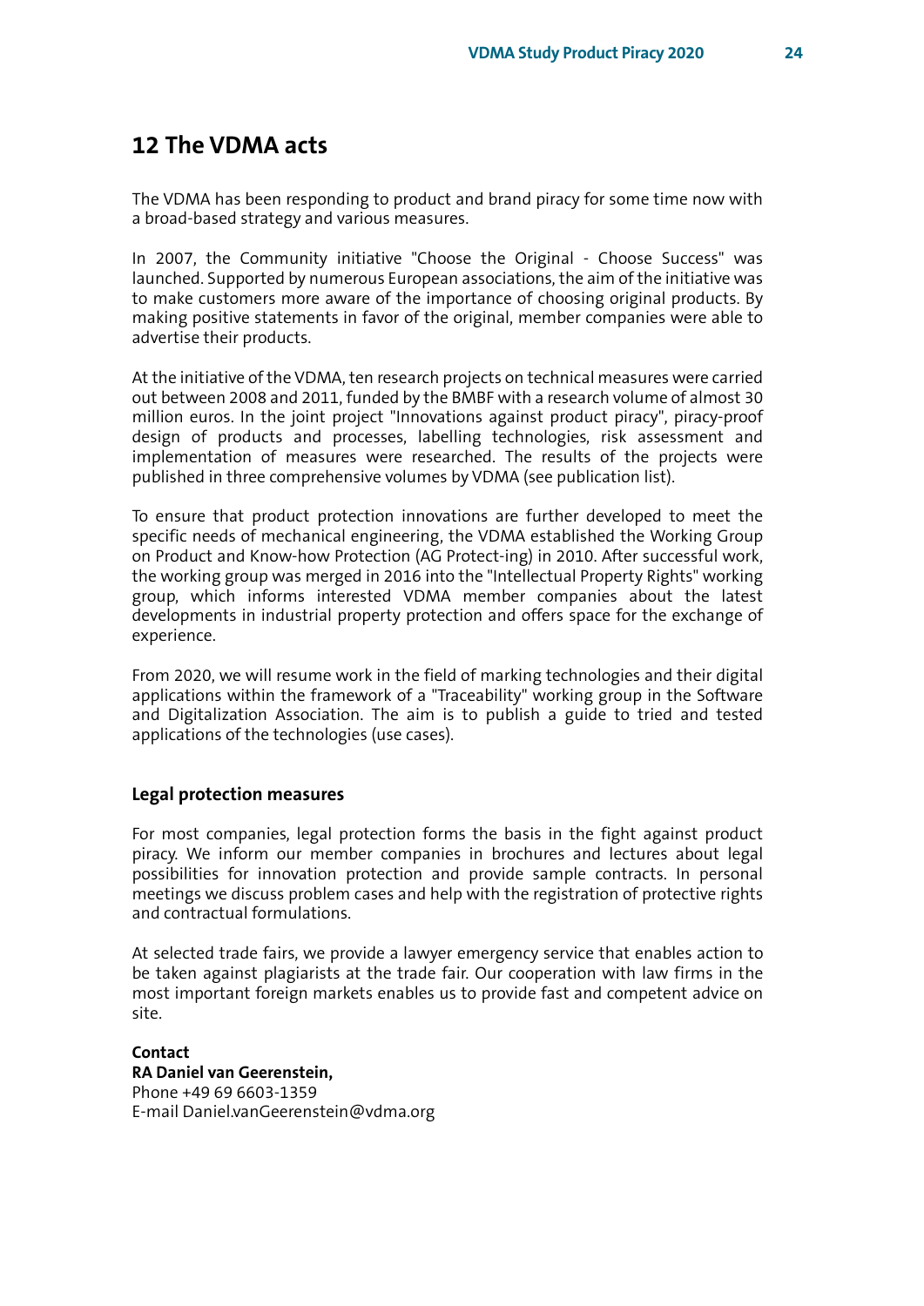## 12 The VDMA acts

The VDMA has been responding to product and brand piracy for some time now with a broad-based strategy and various measures.

In 2007, the Community initiative "Choose the Original - Choose Success" was launched. Supported by numerous European associations, the aim of the initiative was to make customers more aware of the importance of choosing original products. By making positive statements in favor of the original, member companies were able to advertise their products.

At the initiative of the VDMA, ten research projects on technical measures were carried out between 2008 and 2011, funded by the BMBF with a research volume of almost 30 million euros. In the joint project "Innovations against product piracy", piracy-proof design of products and processes, labelling technologies, risk assessment and implementation of measures were researched. The results of the projects were published in three comprehensive volumes by VDMA (see publication list).

To ensure that product protection innovations are further developed to meet the specific needs of mechanical engineering, the VDMA established the Working Group on Product and Know-how Protection (AG Protect-ing) in 2010. After successful work, the working group was merged in 2016 into the "Intellectual Property Rights" working group, which informs interested VDMA member companies about the latest developments in industrial property protection and offers space for the exchange of experience.

From 2020, we will resume work in the field of marking technologies and their digital applications within the framework of a "Traceability" working group in the Software and Digitalization Association. The aim is to publish a guide to tried and tested applications of the technologies (use cases).

### Legal protection measures

For most companies, legal protection forms the basis in the fight against product piracy. We inform our member companies in brochures and lectures about legal possibilities for innovation protection and provide sample contracts. In personal meetings we discuss problem cases and help with the registration of protective rights and contractual formulations.

At selected trade fairs, we provide a lawyer emergency service that enables action to be taken against plagiarists at the trade fair. Our cooperation with law firms in the most important foreign markets enables us to provide fast and competent advice on site.

**Contact**
**RA Daniel van Geerenstein,**
Phone +49 69 6603-1359
E-mail Daniel.vanGeerenstein@vdma.org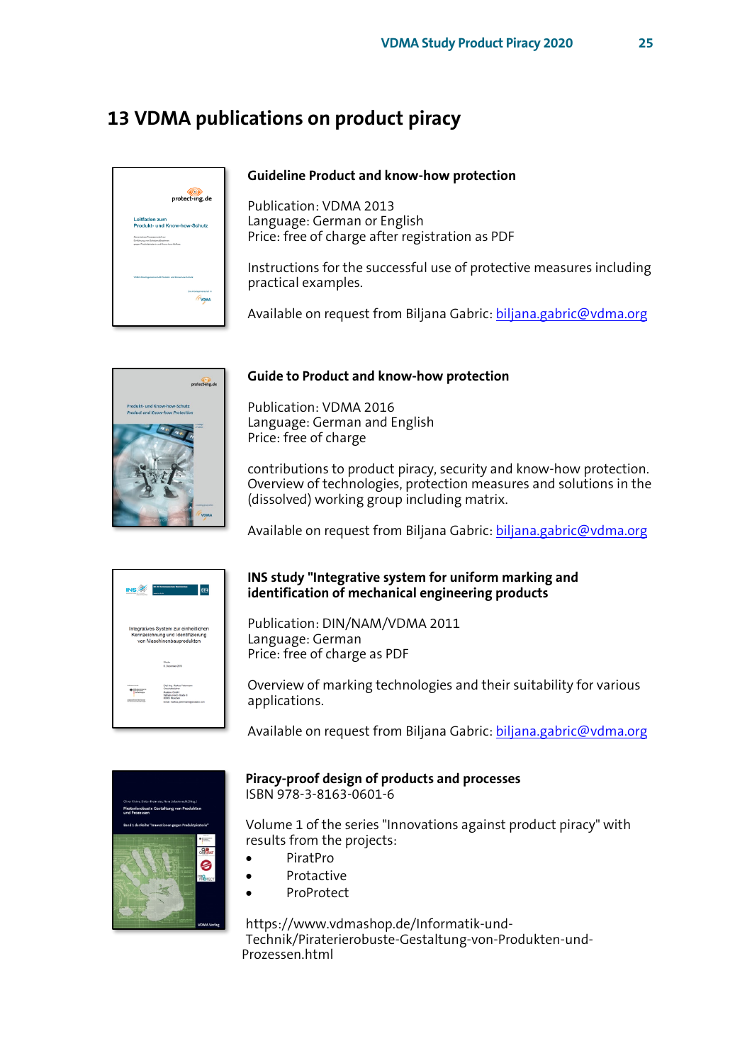# 13 VDMA publications on product piracy

### Guideline Product and know-how protection

Publication: VDMA 2013
Language: German or English
Price: free of charge after registration as PDF

Instructions for the successful use of protective measures including practical examples.

Available on request from Biljana Gabric: biljana.gabric@vdma.org

### Guide to Product and know-how protection

Publication: VDMA 2016
Language: German and English
Price: free of charge

contributions to product piracy, security and know-how protection. Overview of technologies, protection measures and solutions in the (dissolved) working group including matrix.

Available on request from Biljana Gabric: biljana.gabric@vdma.org

### INS study "Integrative system for uniform marking and identification of mechanical engineering products

Publication: DIN/NAM/VDMA 2011
Language: German
Price: free of charge as PDF

Overview of marking technologies and their suitability for various applications.

Available on request from Biljana Gabric: biljana.gabric@vdma.org

### Piracy-proof design of products and processes

ISBN 978-3-8163-0601-6

Volume 1 of the series "Innovations against product piracy" with results from the projects:

- PiratPro
- Protactive
- ProProtect

https://www.vdmashop.de/Informatik-und-Technik/Piraterierobuste-Gestaltung-von-Produkten-und-Prozessen.html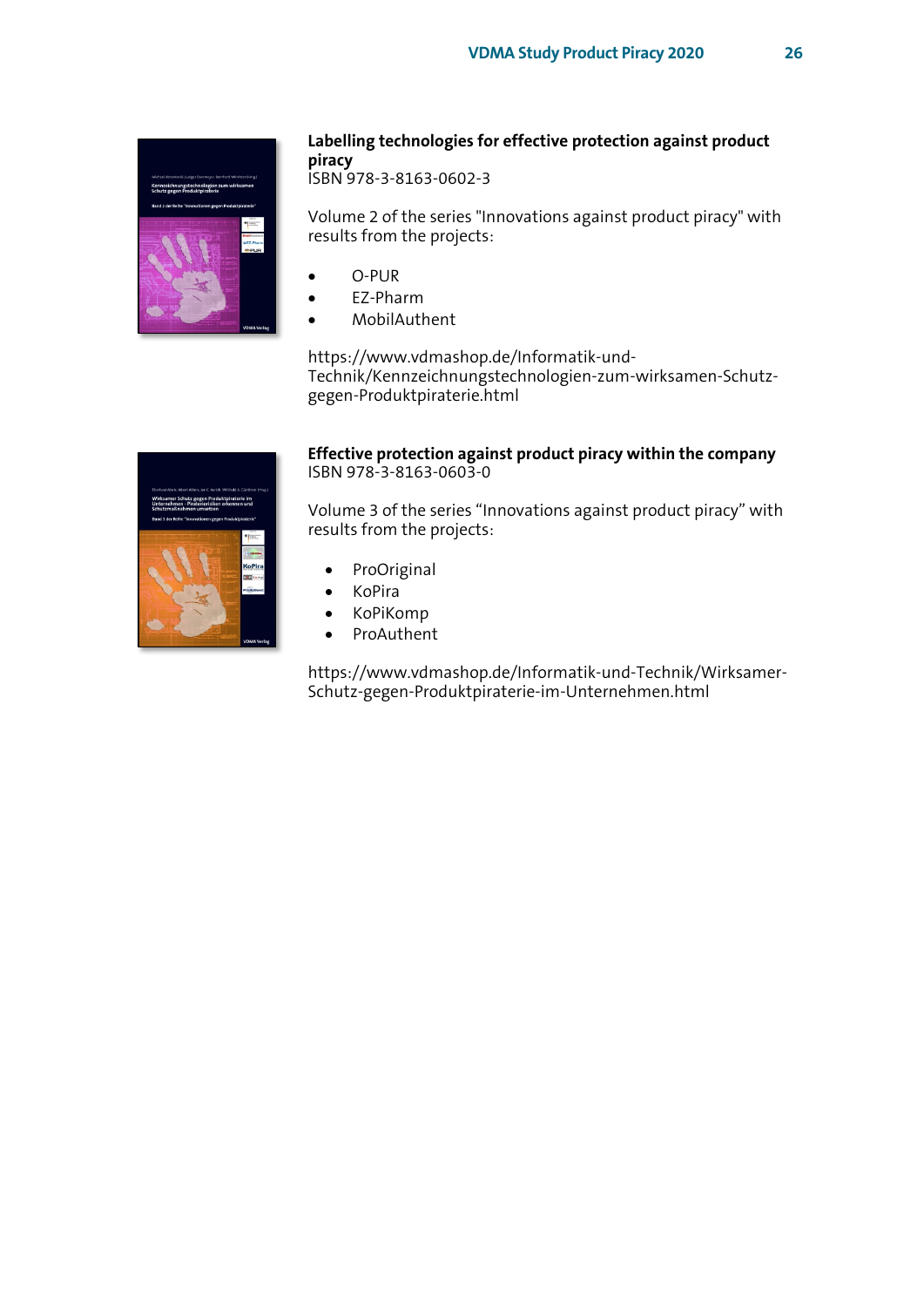**Labelling technologies for effective protection against product piracy**
ISBN 978-3-8163-0602-3

Volume 2 of the series "Innovations against product piracy" with results from the projects:

- O-PUR
- EZ-Pharm
- MobilAuthent

https://www.vdmashop.de/Informatik-und-Technik/Kennzeichnungstechnologien-zum-wirksamen-Schutz-gegen-Produktpiraterie.html

**Effective protection against product piracy within the company**
ISBN 978-3-8163-0603-0

Volume 3 of the series “Innovations against product piracy” with results from the projects:

- ProOriginal
- KoPira
- KoPiKomp
- ProAuthent

https://www.vdmashop.de/Informatik-und-Technik/Wirksamer-Schutz-gegen-Produktpiraterie-im-Unternehmen.html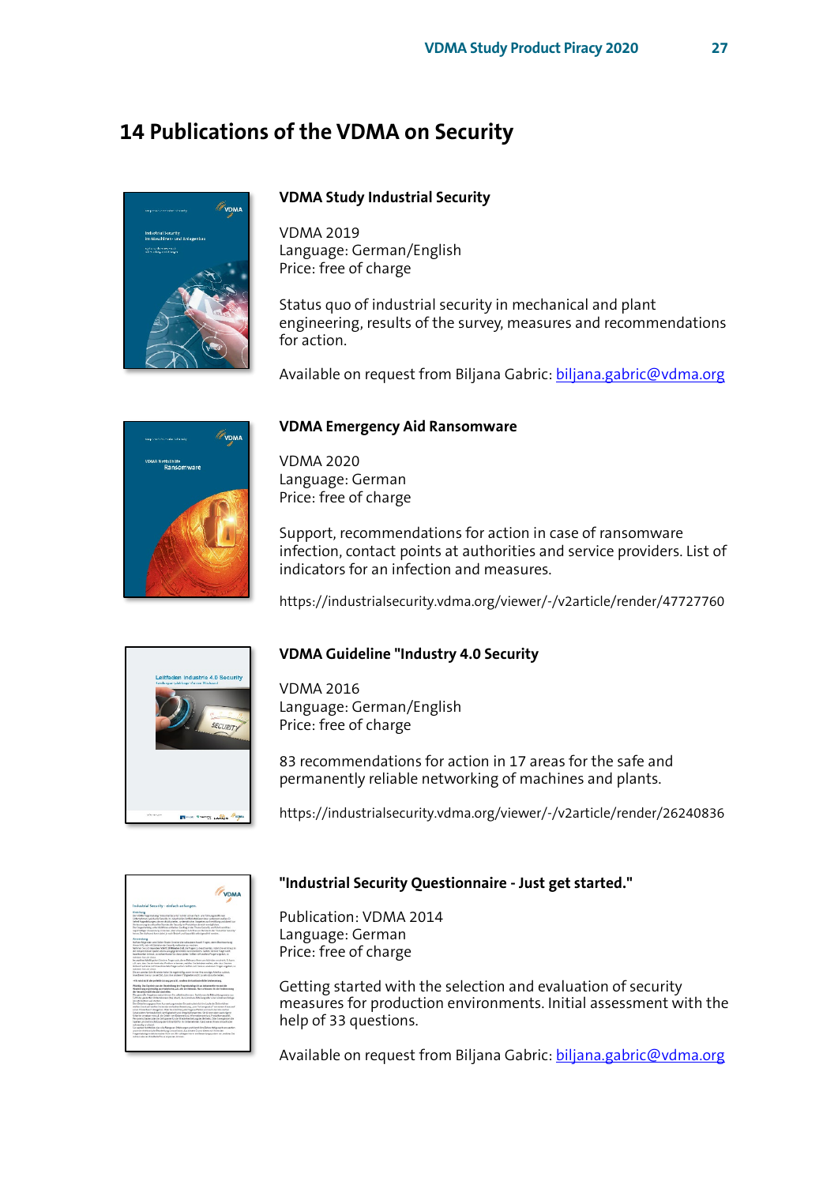# 14 Publications of the VDMA on Security

### VDMA Study Industrial Security

VDMA 2019
Language: German/English
Price: free of charge

Status quo of industrial security in mechanical and plant engineering, results of the survey, measures and recommendations for action.

Available on request from Biljana Gabric: biljana.gabric@vdma.org

### VDMA Emergency Aid Ransomware

VDMA 2020
Language: German
Price: free of charge

Support, recommendations for action in case of ransomware infection, contact points at authorities and service providers. List of indicators for an infection and measures.

https://industrialsecurity.vdma.org/viewer/-/v2article/render/47727760

### VDMA Guideline "Industry 4.0 Security

VDMA 2016
Language: German/English
Price: free of charge

83 recommendations for action in 17 areas for the safe and permanently reliable networking of machines and plants.

https://industrialsecurity.vdma.org/viewer/-/v2article/render/26240836

### "Industrial Security Questionnaire - Just get started."

Publication: VDMA 2014
Language: German
Price: free of charge

Getting started with the selection and evaluation of security measures for production environments. Initial assessment with the help of 33 questions.

Available on request from Biljana Gabric: biljana.gabric@vdma.org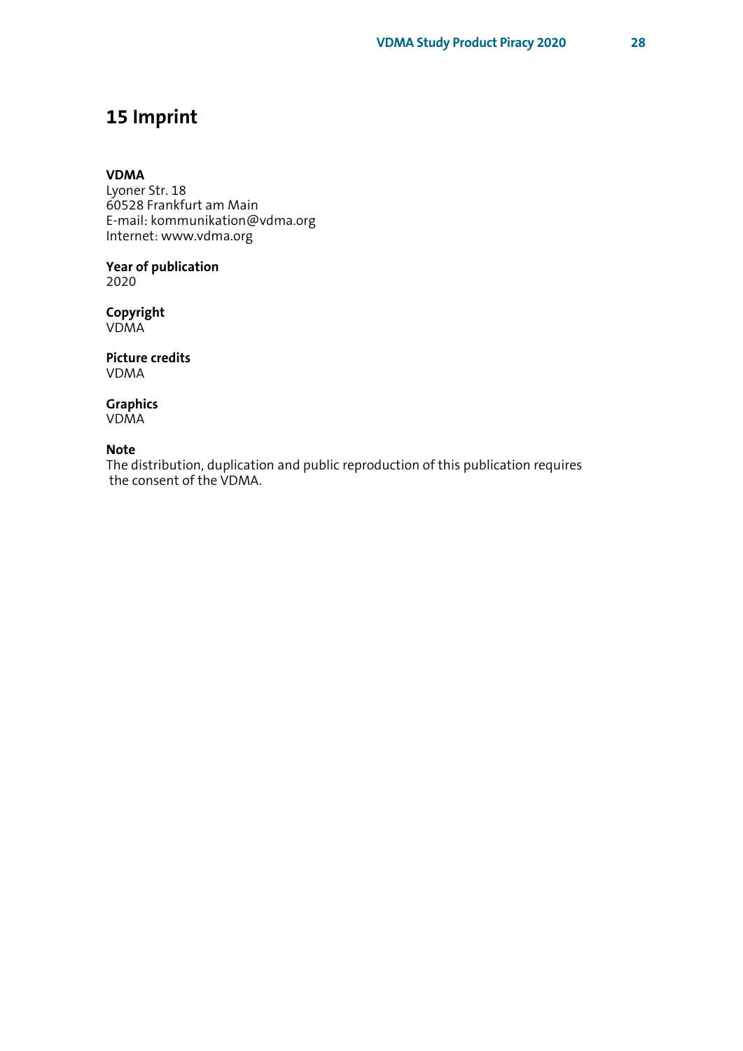# 15 Imprint

**VDMA**
Lyoner Str. 18
60528 Frankfurt am Main
E-mail: kommunikation@vdma.org
Internet: www.vdma.org

**Year of publication**
2020

**Copyright**
VDMA

**Picture credits**
VDMA

**Graphics**
VDMA

**Note**
The distribution, duplication and public reproduction of this publication requires the consent of the VDMA.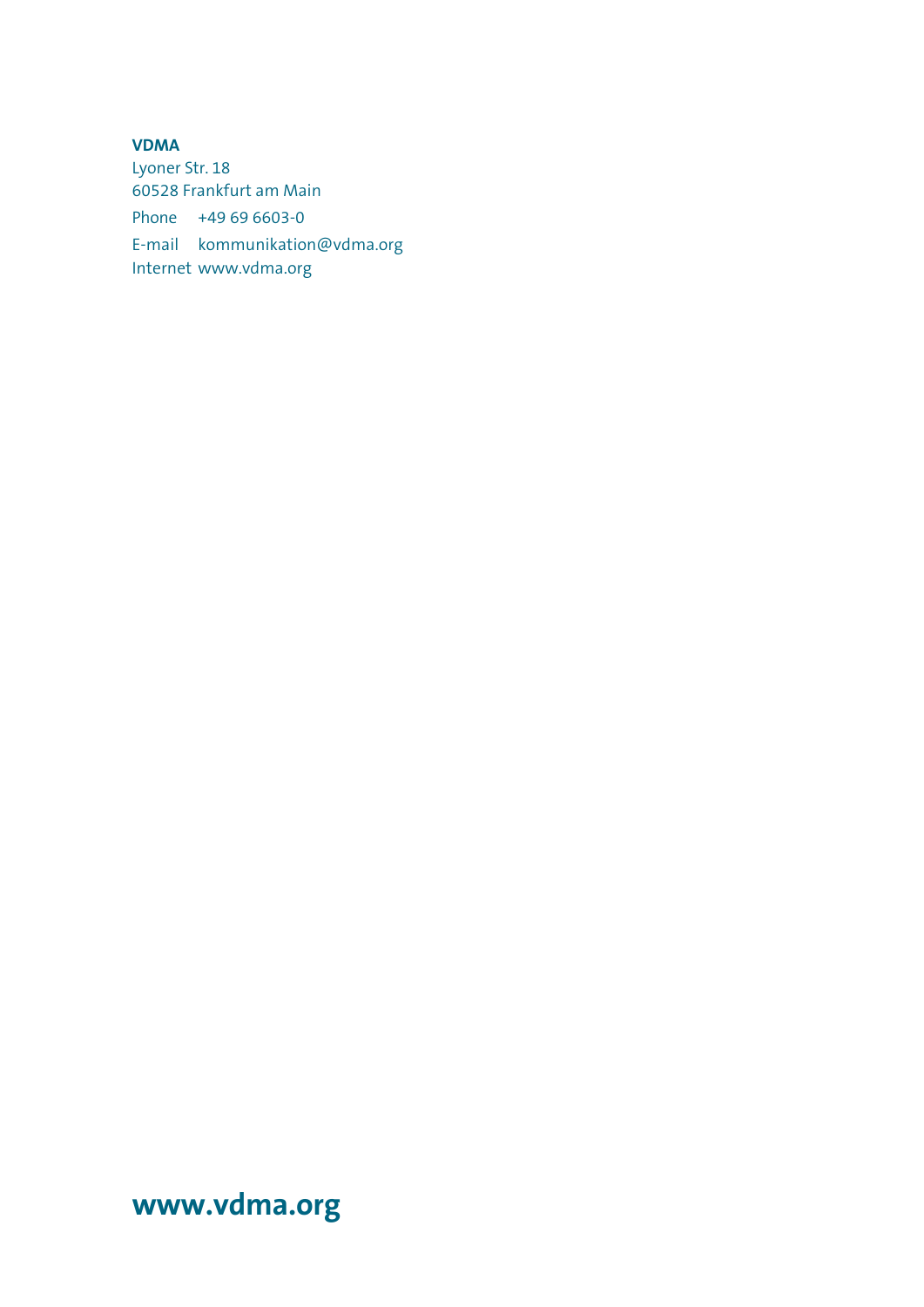**VDMA**
Lyoner Str. 18
60528 Frankfurt am Main

Phone +49 69 6603-0

E-mail kommunikation@vdma.org
Internet www.vdma.org

**www.vdma.org**